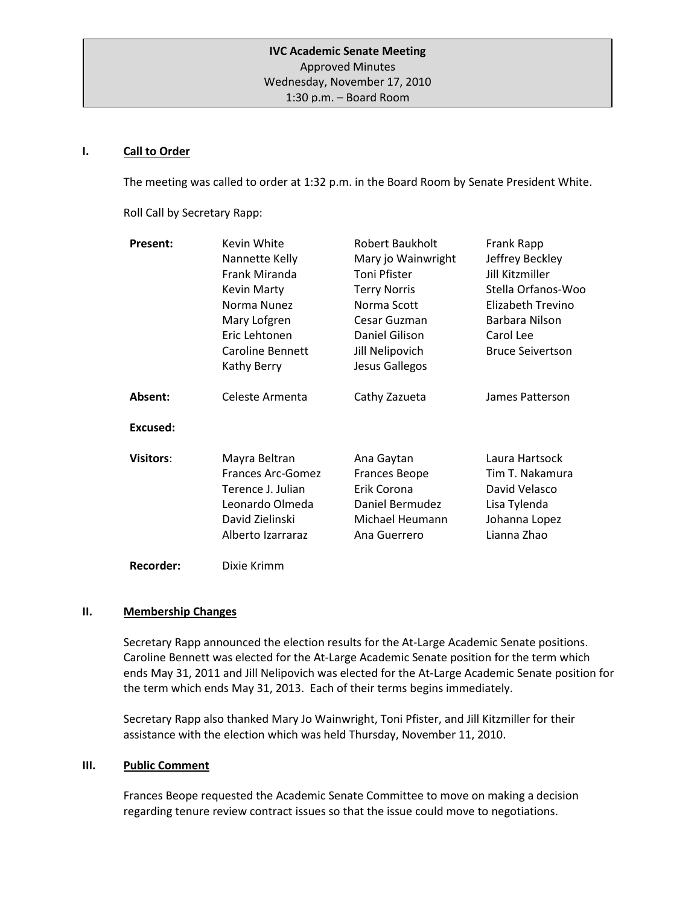**IVC Academic Senate Meeting**
Approved Minutes
Wednesday, November 17, 2010
1:30 p.m. – Board Room

## I. Call to Order

The meeting was called to order at 1:32 p.m. in the Board Room by Senate President White.

Roll Call by Secretary Rapp:

| | | | |
|---|---|---|---|
| **Present:** | Kevin White | Robert Baukholt | Frank Rapp |
| | Nannette Kelly | Mary jo Wainwright | Jeffrey Beckley |
| | Frank Miranda | Toni Pfister | Jill Kitzmiller |
| | Kevin Marty | Terry Norris | Stella Orfanos-Woo |
| | Norma Nunez | Norma Scott | Elizabeth Trevino |
| | Mary Lofgren | Cesar Guzman | Barbara Nilson |
| | Eric Lehtonen | Daniel Gilison | Carol Lee |
| | Caroline Bennett | Jill Nelipovich | Bruce Seivertson |
| | Kathy Berry | Jesus Gallegos | |
| **Absent:** | Celeste Armenta | Cathy Zazueta | James Patterson |
| **Excused:** | | | |
| **Visitors:** | Mayra Beltran | Ana Gaytan | Laura Hartsock |
| | Frances Arc-Gomez | Frances Beope | Tim T. Nakamura |
| | Terence J. Julian | Erik Corona | David Velasco |
| | Leonardo Olmeda | Daniel Bermudez | Lisa Tylenda |
| | David Zielinski | Michael Heumann | Johanna Lopez |
| | Alberto Izarraraz | Ana Guerrero | Lianna Zhao |
| **Recorder:** | Dixie Krimm | | |

## II. Membership Changes

Secretary Rapp announced the election results for the At-Large Academic Senate positions. Caroline Bennett was elected for the At-Large Academic Senate position for the term which ends May 31, 2011 and Jill Nelipovich was elected for the At-Large Academic Senate position for the term which ends May 31, 2013. Each of their terms begins immediately.

Secretary Rapp also thanked Mary Jo Wainwright, Toni Pfister, and Jill Kitzmiller for their assistance with the election which was held Thursday, November 11, 2010.

## III. Public Comment

Frances Beope requested the Academic Senate Committee to move on making a decision regarding tenure review contract issues so that the issue could move to negotiations.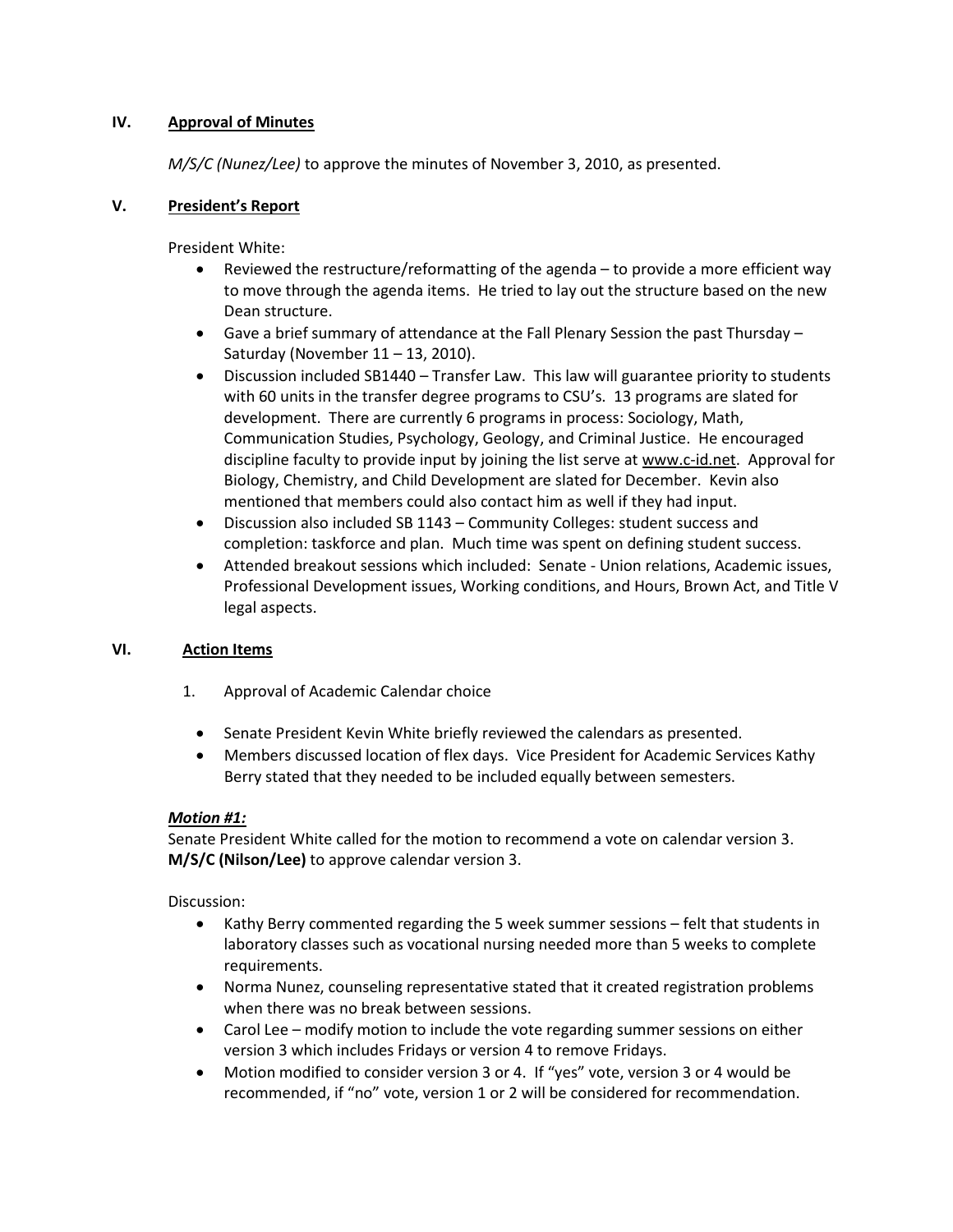## IV. Approval of Minutes

*M/S/C (Nunez/Lee)* to approve the minutes of November 3, 2010, as presented.

## V. President's Report

President White:

- Reviewed the restructure/reformatting of the agenda – to provide a more efficient way to move through the agenda items. He tried to lay out the structure based on the new Dean structure.
- Gave a brief summary of attendance at the Fall Plenary Session the past Thursday – Saturday (November 11 – 13, 2010).
- Discussion included SB1440 – Transfer Law. This law will guarantee priority to students with 60 units in the transfer degree programs to CSU's. 13 programs are slated for development. There are currently 6 programs in process: Sociology, Math, Communication Studies, Psychology, Geology, and Criminal Justice. He encouraged discipline faculty to provide input by joining the list serve at www.c-id.net. Approval for Biology, Chemistry, and Child Development are slated for December. Kevin also mentioned that members could also contact him as well if they had input.
- Discussion also included SB 1143 – Community Colleges: student success and completion: taskforce and plan. Much time was spent on defining student success.
- Attended breakout sessions which included: Senate - Union relations, Academic issues, Professional Development issues, Working conditions, and Hours, Brown Act, and Title V legal aspects.

## VI. Action Items

1. Approval of Academic Calendar choice

   - Senate President Kevin White briefly reviewed the calendars as presented.
   - Members discussed location of flex days. Vice President for Academic Services Kathy Berry stated that they needed to be included equally between semesters.

***Motion #1:***

Senate President White called for the motion to recommend a vote on calendar version 3.
**M/S/C (Nilson/Lee)** to approve calendar version 3.

Discussion:

- Kathy Berry commented regarding the 5 week summer sessions – felt that students in laboratory classes such as vocational nursing needed more than 5 weeks to complete requirements.
- Norma Nunez, counseling representative stated that it created registration problems when there was no break between sessions.
- Carol Lee – modify motion to include the vote regarding summer sessions on either version 3 which includes Fridays or version 4 to remove Fridays.
- Motion modified to consider version 3 or 4. If "yes" vote, version 3 or 4 would be recommended, if "no" vote, version 1 or 2 will be considered for recommendation.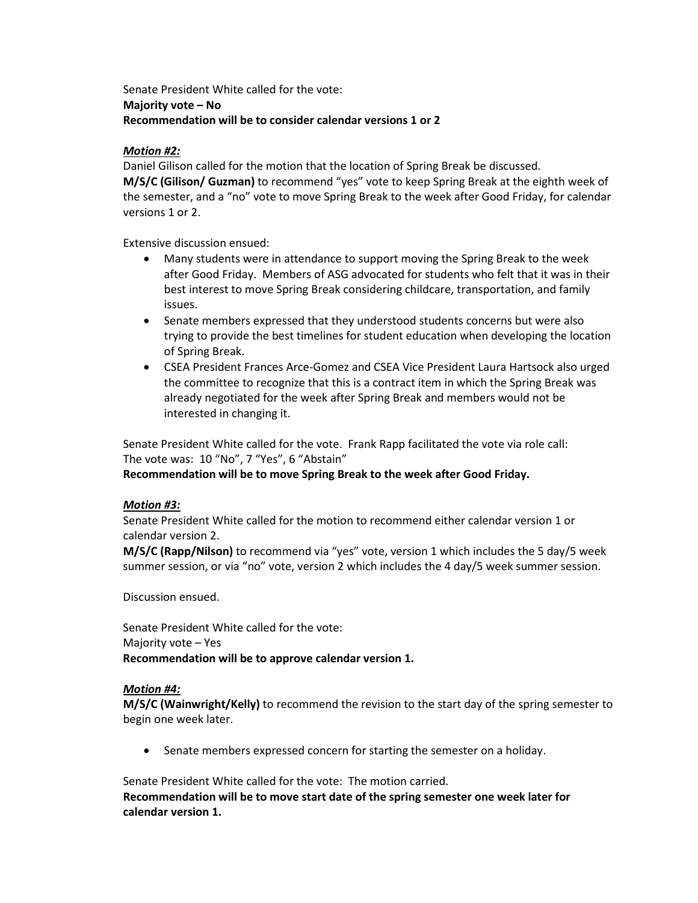Senate President White called for the vote:
**Majority vote – No**
**Recommendation will be to consider calendar versions 1 or 2**

***Motion #2:***
Daniel Gilison called for the motion that the location of Spring Break be discussed.
**M/S/C (Gilison/ Guzman)** to recommend "yes" vote to keep Spring Break at the eighth week of the semester, and a "no" vote to move Spring Break to the week after Good Friday, for calendar versions 1 or 2.

Extensive discussion ensued:

- Many students were in attendance to support moving the Spring Break to the week after Good Friday. Members of ASG advocated for students who felt that it was in their best interest to move Spring Break considering childcare, transportation, and family issues.
- Senate members expressed that they understood students concerns but were also trying to provide the best timelines for student education when developing the location of Spring Break.
- CSEA President Frances Arce-Gomez and CSEA Vice President Laura Hartsock also urged the committee to recognize that this is a contract item in which the Spring Break was already negotiated for the week after Spring Break and members would not be interested in changing it.

Senate President White called for the vote. Frank Rapp facilitated the vote via role call:
The vote was: 10 "No", 7 "Yes", 6 "Abstain"
**Recommendation will be to move Spring Break to the week after Good Friday.**

***Motion #3:***
Senate President White called for the motion to recommend either calendar version 1 or calendar version 2.
**M/S/C (Rapp/Nilson)** to recommend via "yes" vote, version 1 which includes the 5 day/5 week summer session, or via "no" vote, version 2 which includes the 4 day/5 week summer session.

Discussion ensued.

Senate President White called for the vote:
Majority vote – Yes
**Recommendation will be to approve calendar version 1.**

***Motion #4:***
**M/S/C (Wainwright/Kelly)** to recommend the revision to the start day of the spring semester to begin one week later.

- Senate members expressed concern for starting the semester on a holiday.

Senate President White called for the vote: The motion carried.
**Recommendation will be to move start date of the spring semester one week later for calendar version 1.**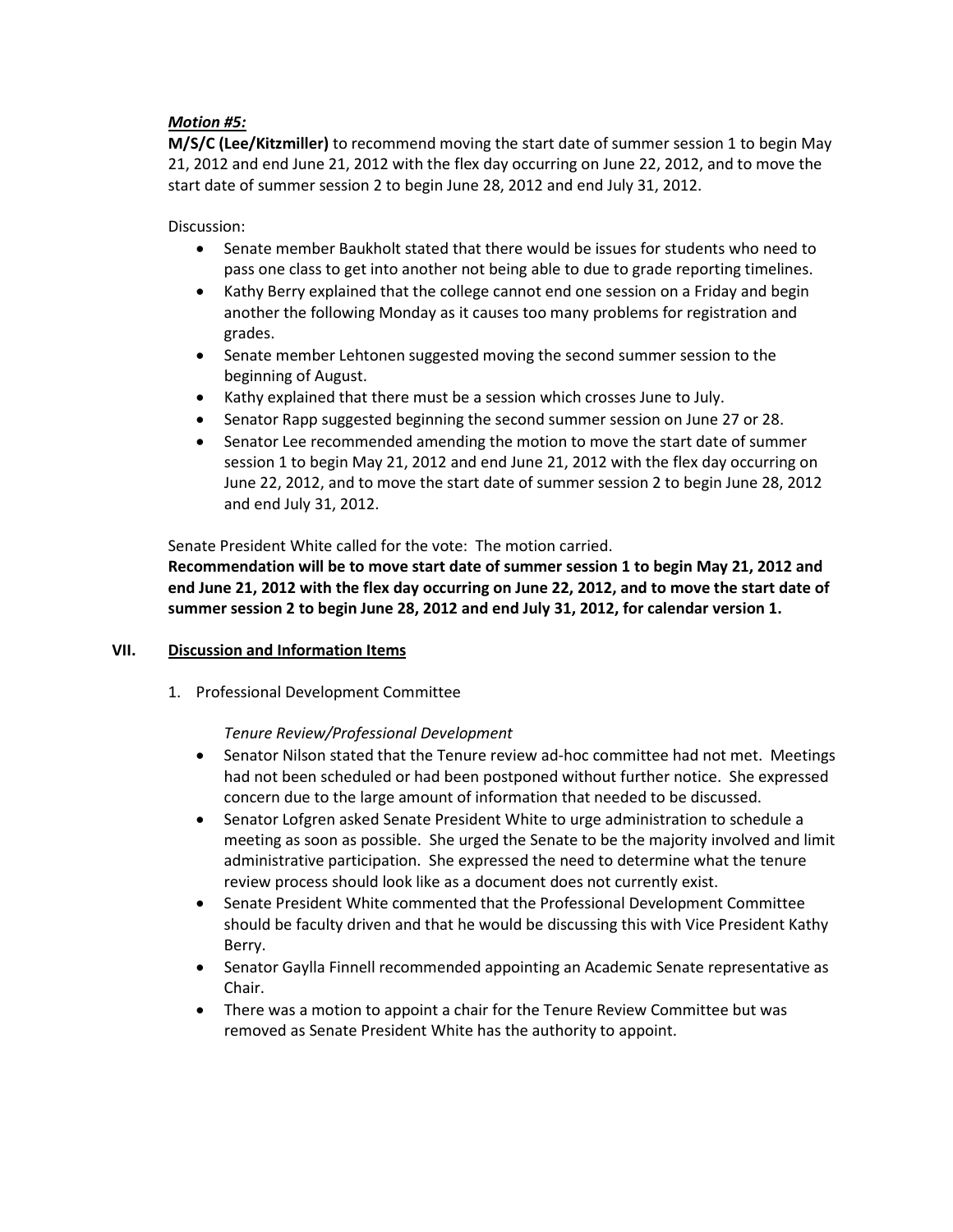***Motion #5:***

**M/S/C (Lee/Kitzmiller)** to recommend moving the start date of summer session 1 to begin May 21, 2012 and end June 21, 2012 with the flex day occurring on June 22, 2012, and to move the start date of summer session 2 to begin June 28, 2012 and end July 31, 2012.

Discussion:

- Senate member Baukholt stated that there would be issues for students who need to pass one class to get into another not being able to due to grade reporting timelines.
- Kathy Berry explained that the college cannot end one session on a Friday and begin another the following Monday as it causes too many problems for registration and grades.
- Senate member Lehtonen suggested moving the second summer session to the beginning of August.
- Kathy explained that there must be a session which crosses June to July.
- Senator Rapp suggested beginning the second summer session on June 27 or 28.
- Senator Lee recommended amending the motion to move the start date of summer session 1 to begin May 21, 2012 and end June 21, 2012 with the flex day occurring on June 22, 2012, and to move the start date of summer session 2 to begin June 28, 2012 and end July 31, 2012.

Senate President White called for the vote: The motion carried.

**Recommendation will be to move start date of summer session 1 to begin May 21, 2012 and end June 21, 2012 with the flex day occurring on June 22, 2012, and to move the start date of summer session 2 to begin June 28, 2012 and end July 31, 2012, for calendar version 1.**

## VII. Discussion and Information Items

1. Professional Development Committee

*Tenure Review/Professional Development*

- Senator Nilson stated that the Tenure review ad-hoc committee had not met. Meetings had not been scheduled or had been postponed without further notice. She expressed concern due to the large amount of information that needed to be discussed.
- Senator Lofgren asked Senate President White to urge administration to schedule a meeting as soon as possible. She urged the Senate to be the majority involved and limit administrative participation. She expressed the need to determine what the tenure review process should look like as a document does not currently exist.
- Senate President White commented that the Professional Development Committee should be faculty driven and that he would be discussing this with Vice President Kathy Berry.
- Senator Gaylla Finnell recommended appointing an Academic Senate representative as Chair.
- There was a motion to appoint a chair for the Tenure Review Committee but was removed as Senate President White has the authority to appoint.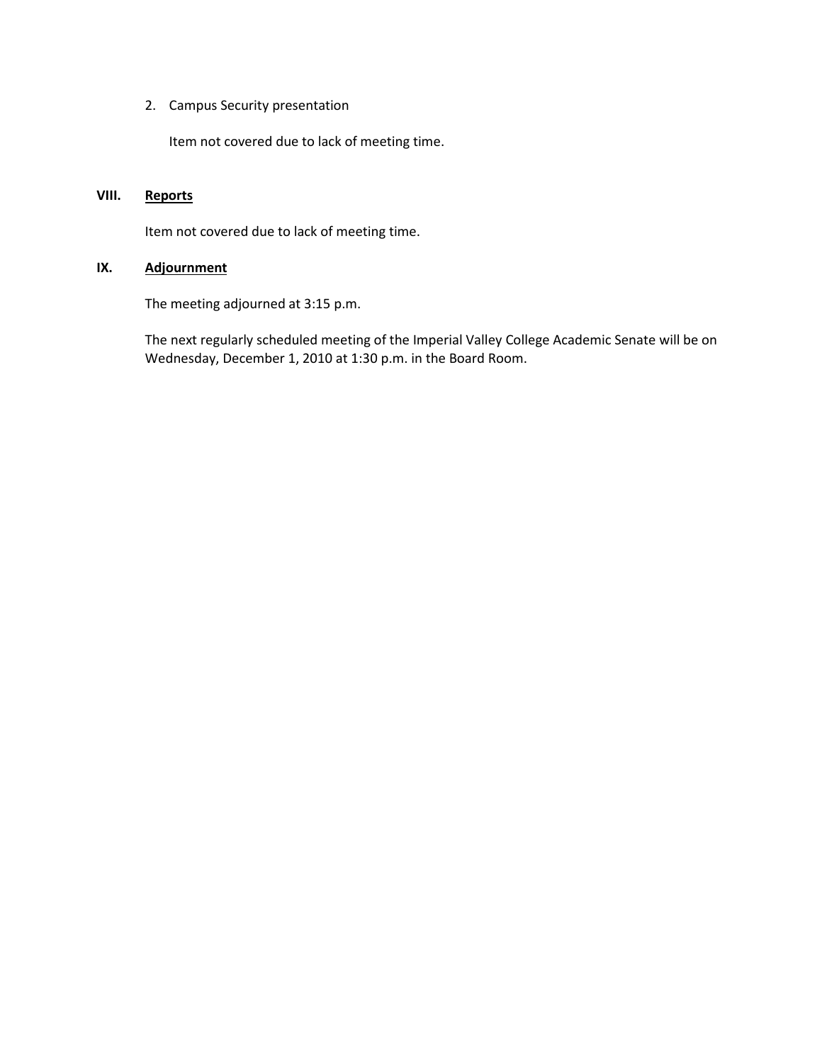2. Campus Security presentation

   Item not covered due to lack of meeting time.

## VIII. Reports

Item not covered due to lack of meeting time.

## IX. Adjournment

The meeting adjourned at 3:15 p.m.

The next regularly scheduled meeting of the Imperial Valley College Academic Senate will be on Wednesday, December 1, 2010 at 1:30 p.m. in the Board Room.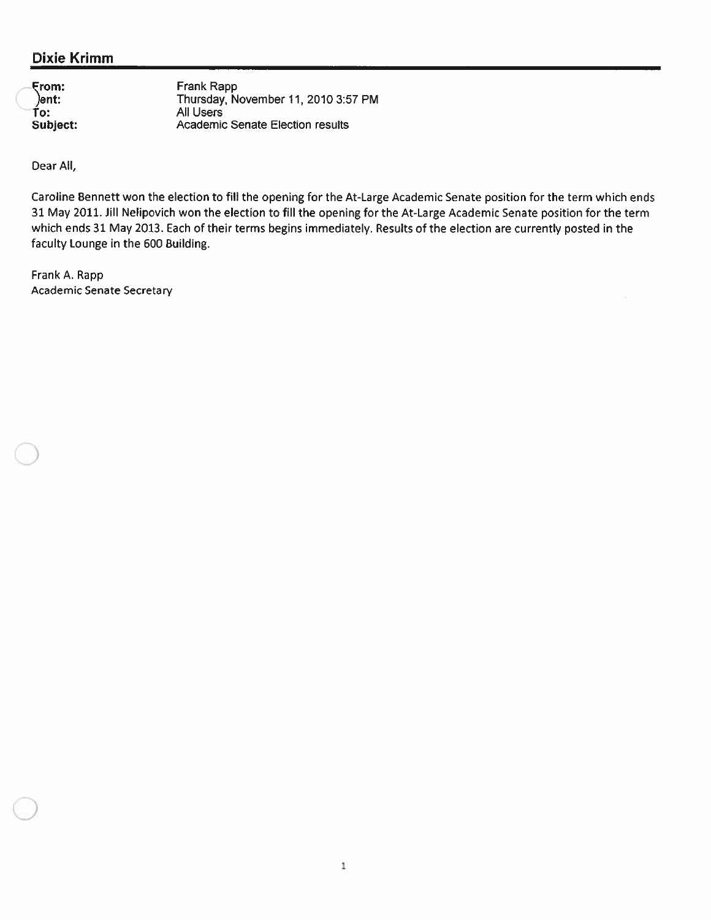## Dixie Krimm

**From:** Frank Rapp
**Sent:** Thursday, November 11, 2010 3:57 PM
**To:** All Users
**Subject:** Academic Senate Election results

Dear All,

Caroline Bennett won the election to fill the opening for the At-Large Academic Senate position for the term which ends 31 May 2011. Jill Nelipovich won the election to fill the opening for the At-Large Academic Senate position for the term which ends 31 May 2013. Each of their terms begins immediately. Results of the election are currently posted in the faculty Lounge in the 600 Building.

Frank A. Rapp
Academic Senate Secretary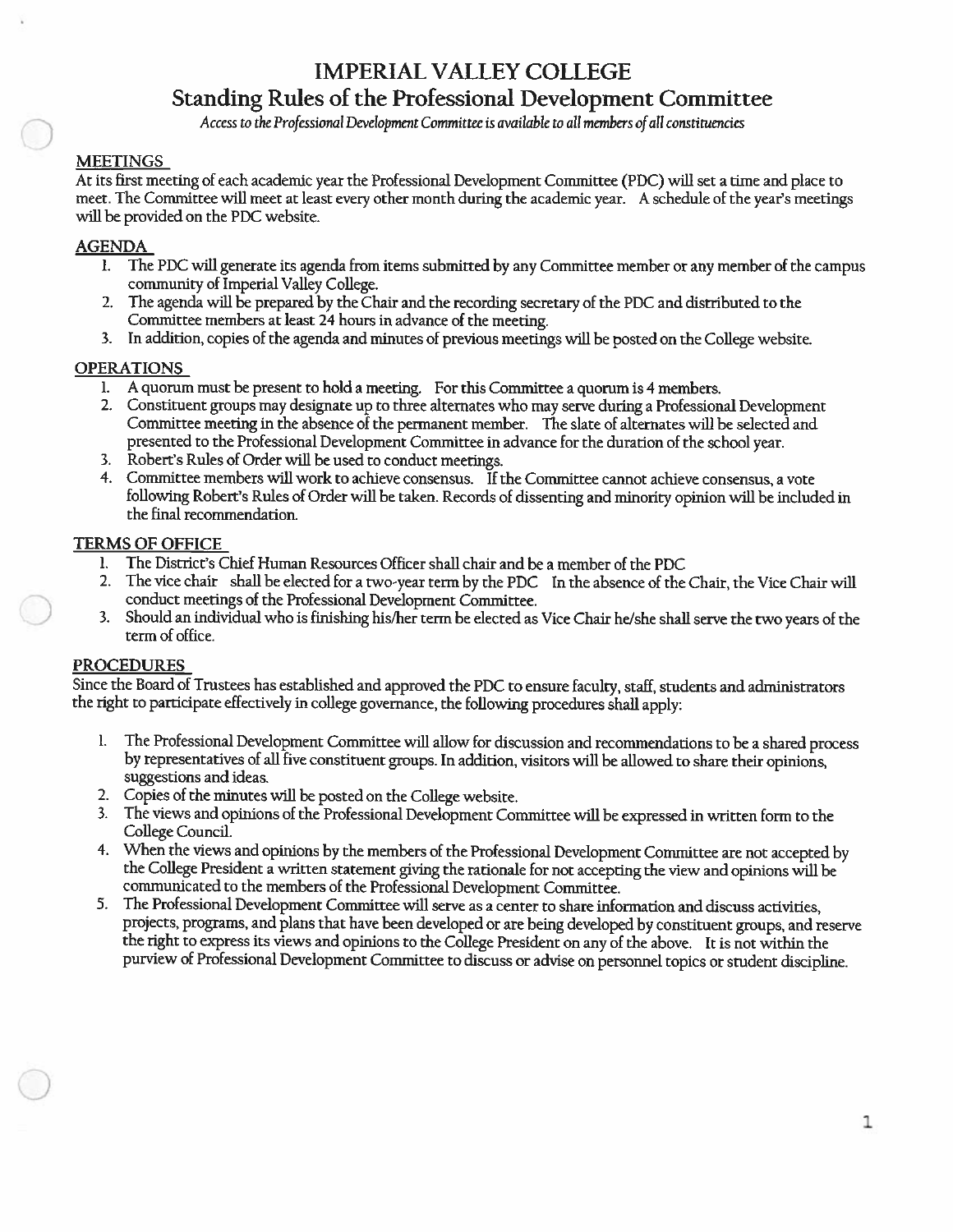# IMPERIAL VALLEY COLLEGE
## Standing Rules of the Professional Development Committee

*Access to the Professional Development Committee is available to all members of all constituencies*

### MEETINGS

At its first meeting of each academic year the Professional Development Committee (PDC) will set a time and place to meet. The Committee will meet at least every other month during the academic year. A schedule of the year's meetings will be provided on the PDC website.

### AGENDA

1. The PDC will generate its agenda from items submitted by any Committee member or any member of the campus community of Imperial Valley College.
2. The agenda will be prepared by the Chair and the recording secretary of the PDC and distributed to the Committee members at least 24 hours in advance of the meeting.
3. In addition, copies of the agenda and minutes of previous meetings will be posted on the College website.

### OPERATIONS

1. A quorum must be present to hold a meeting. For this Committee a quorum is 4 members.
2. Constituent groups may designate up to three alternates who may serve during a Professional Development Committee meeting in the absence of the permanent member. The slate of alternates will be selected and presented to the Professional Development Committee in advance for the duration of the school year.
3. Robert's Rules of Order will be used to conduct meetings.
4. Committee members will work to achieve consensus. If the Committee cannot achieve consensus, a vote following Robert's Rules of Order will be taken. Records of dissenting and minority opinion will be included in the final recommendation.

### TERMS OF OFFICE

1. The District's Chief Human Resources Officer shall chair and be a member of the PDC
2. The vice chair shall be elected for a two-year term by the PDC In the absence of the Chair, the Vice Chair will conduct meetings of the Professional Development Committee.
3. Should an individual who is finishing his/her term be elected as Vice Chair he/she shall serve the two years of the term of office.

### PROCEDURES

Since the Board of Trustees has established and approved the PDC to ensure faculty, staff, students and administrators the right to participate effectively in college governance, the following procedures shall apply:

1. The Professional Development Committee will allow for discussion and recommendations to be a shared process by representatives of all five constituent groups. In addition, visitors will be allowed to share their opinions, suggestions and ideas.
2. Copies of the minutes will be posted on the College website.
3. The views and opinions of the Professional Development Committee will be expressed in written form to the College Council.
4. When the views and opinions by the members of the Professional Development Committee are not accepted by the College President a written statement giving the rationale for not accepting the view and opinions will be communicated to the members of the Professional Development Committee.
5. The Professional Development Committee will serve as a center to share information and discuss activities, projects, programs, and plans that have been developed or are being developed by constituent groups, and reserve the right to express its views and opinions to the College President on any of the above. It is not within the purview of Professional Development Committee to discuss or advise on personnel topics or student discipline.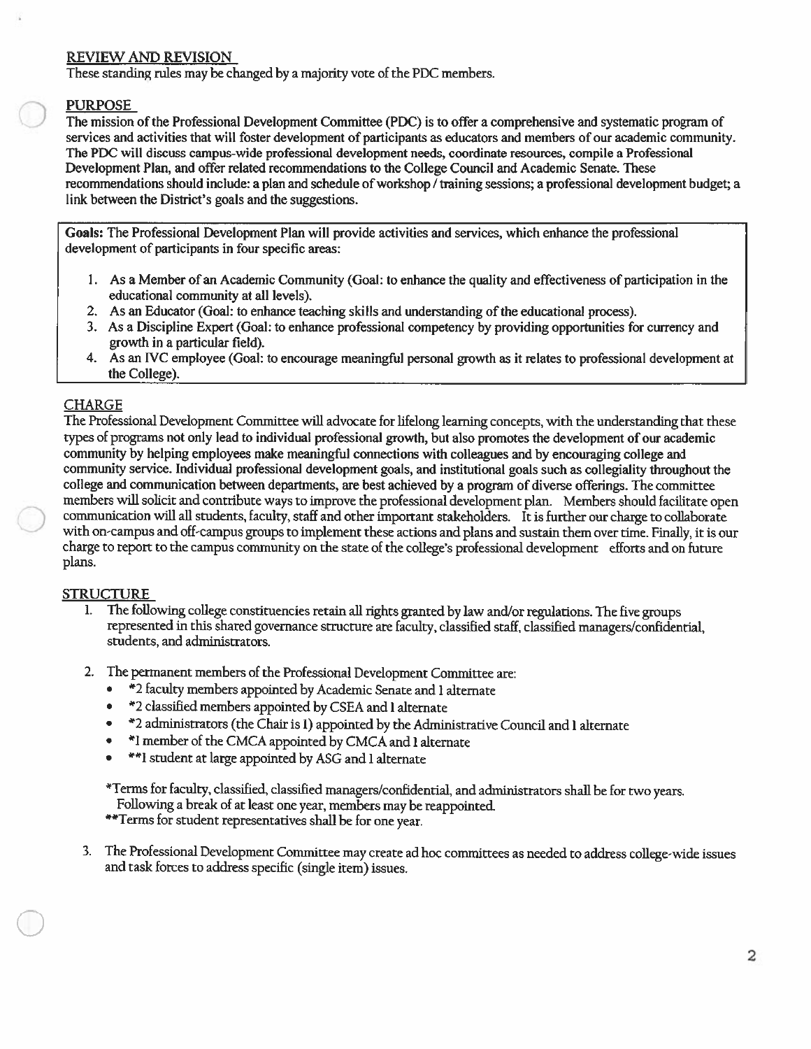## REVIEW AND REVISION

These standing rules may be changed by a majority vote of the PDC members.

## PURPOSE

The mission of the Professional Development Committee (PDC) is to offer a comprehensive and systematic program of services and activities that will foster development of participants as educators and members of our academic community. The PDC will discuss campus-wide professional development needs, coordinate resources, compile a Professional Development Plan, and offer related recommendations to the College Council and Academic Senate. These recommendations should include: a plan and schedule of workshop / training sessions; a professional development budget; a link between the District's goals and the suggestions.

**Goals:** The Professional Development Plan will provide activities and services, which enhance the professional development of participants in four specific areas:

1. As a Member of an Academic Community (Goal: to enhance the quality and effectiveness of participation in the educational community at all levels).
2. As an Educator (Goal: to enhance teaching skills and understanding of the educational process).
3. As a Discipline Expert (Goal: to enhance professional competency by providing opportunities for currency and growth in a particular field).
4. As an IVC employee (Goal: to encourage meaningful personal growth as it relates to professional development at the College).

## CHARGE

The Professional Development Committee will advocate for lifelong learning concepts, with the understanding that these types of programs not only lead to individual professional growth, but also promotes the development of our academic community by helping employees make meaningful connections with colleagues and by encouraging college and community service. Individual professional development goals, and institutional goals such as collegiality throughout the college and communication between departments, are best achieved by a program of diverse offerings. The committee members will solicit and contribute ways to improve the professional development plan. Members should facilitate open communication will all students, faculty, staff and other important stakeholders. It is further our charge to collaborate with on-campus and off-campus groups to implement these actions and plans and sustain them over time. Finally, it is our charge to report to the campus community on the state of the college's professional development efforts and on future plans.

## STRUCTURE

1. The following college constituencies retain all rights granted by law and/or regulations. The five groups represented in this shared governance structure are faculty, classified staff, classified managers/confidential, students, and administrators.

2. The permanent members of the Professional Development Committee are:
   - *2 faculty members appointed by Academic Senate and 1 alternate
   - *2 classified members appointed by CSEA and 1 alternate
   - *2 administrators (the Chair is 1) appointed by the Administrative Council and 1 alternate
   - *1 member of the CMCA appointed by CMCA and 1 alternate
   - **1 student at large appointed by ASG and 1 alternate

   *Terms for faculty, classified, classified managers/confidential, and administrators shall be for two years. Following a break of at least one year, members may be reappointed.
   **Terms for student representatives shall be for one year.

3. The Professional Development Committee may create ad hoc committees as needed to address college-wide issues and task forces to address specific (single item) issues.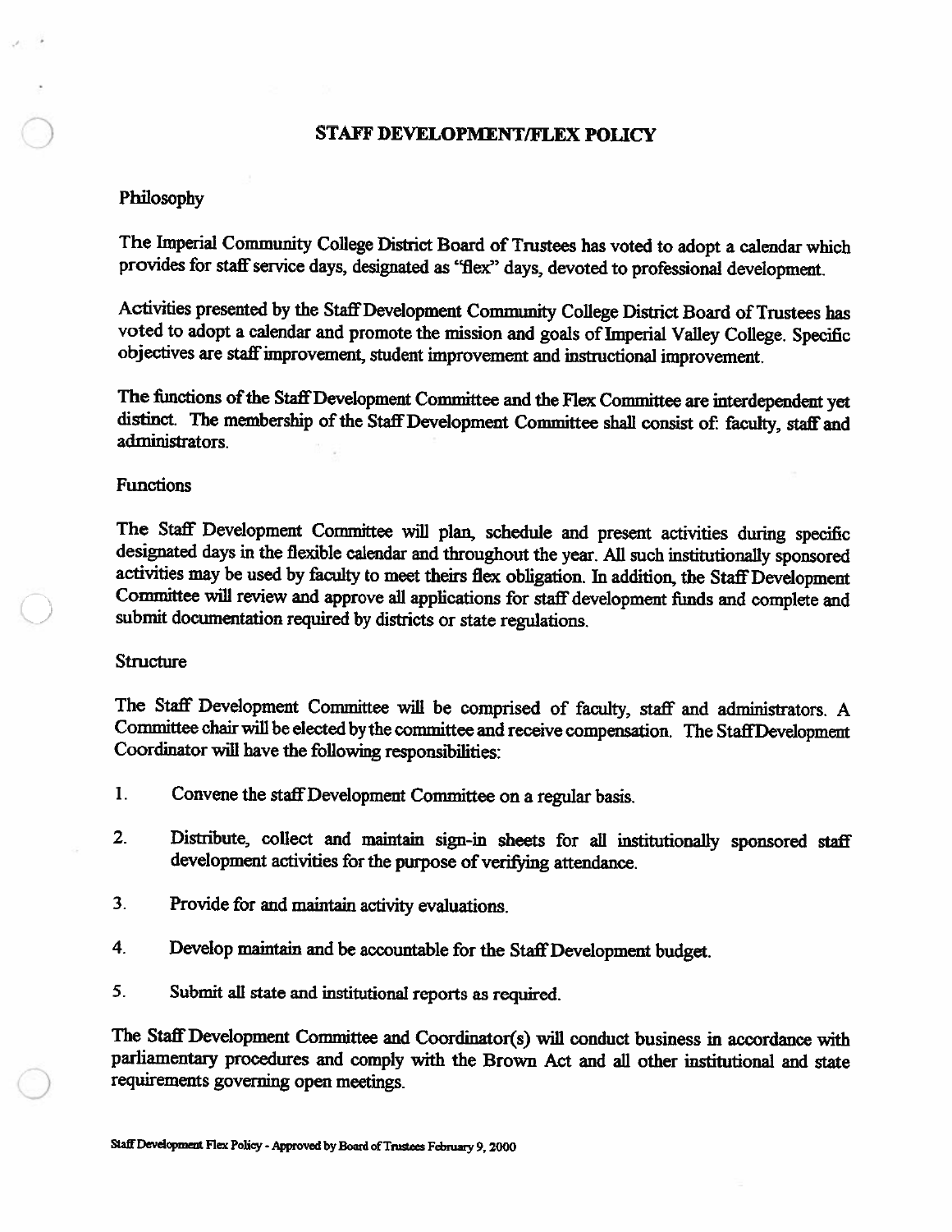# STAFF DEVELOPMENT/FLEX POLICY

## Philosophy

The Imperial Community College District Board of Trustees has voted to adopt a calendar which provides for staff service days, designated as "flex" days, devoted to professional development.

Activities presented by the Staff Development Community College District Board of Trustees has voted to adopt a calendar and promote the mission and goals of Imperial Valley College. Specific objectives are staff improvement, student improvement and instructional improvement.

The functions of the Staff Development Committee and the Flex Committee are interdependent yet distinct. The membership of the Staff Development Committee shall consist of: faculty, staff and administrators.

## Functions

The Staff Development Committee will plan, schedule and present activities during specific designated days in the flexible calendar and throughout the year. All such institutionally sponsored activities may be used by faculty to meet theirs flex obligation. In addition, the Staff Development Committee will review and approve all applications for staff development funds and complete and submit documentation required by districts or state regulations.

## Structure

The Staff Development Committee will be comprised of faculty, staff and administrators. A Committee chair will be elected by the committee and receive compensation. The Staff Development Coordinator will have the following responsibilities:

1. Convene the staff Development Committee on a regular basis.
2. Distribute, collect and maintain sign-in sheets for all institutionally sponsored staff development activities for the purpose of verifying attendance.
3. Provide for and maintain activity evaluations.
4. Develop maintain and be accountable for the Staff Development budget.
5. Submit all state and institutional reports as required.

The Staff Development Committee and Coordinator(s) will conduct business in accordance with parliamentary procedures and comply with the Brown Act and all other institutional and state requirements governing open meetings.

Staff Development Flex Policy - Approved by Board of Trustees February 9, 2000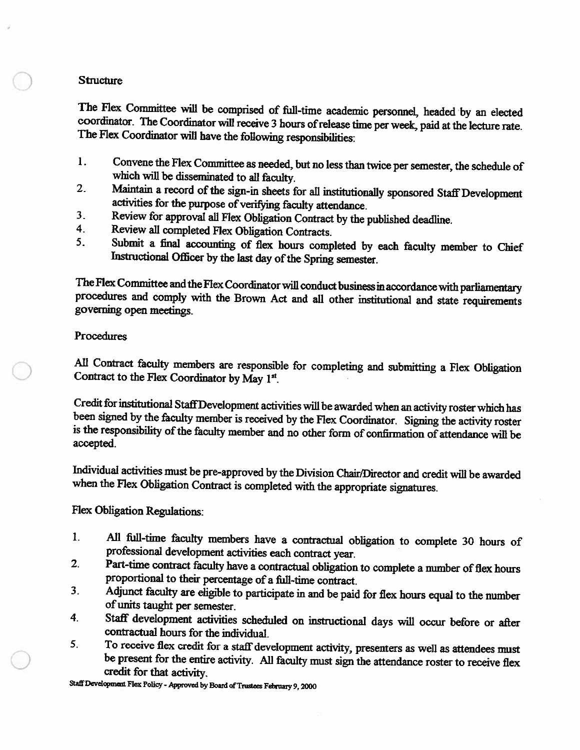## Structure

The Flex Committee will be comprised of full-time academic personnel, headed by an elected coordinator. The Coordinator will receive 3 hours of release time per week, paid at the lecture rate. The Flex Coordinator will have the following responsibilities:

1. Convene the Flex Committee as needed, but no less than twice per semester, the schedule of which will be disseminated to all faculty.
2. Maintain a record of the sign-in sheets for all institutionally sponsored Staff Development activities for the purpose of verifying faculty attendance.
3. Review for approval all Flex Obligation Contract by the published deadline.
4. Review all completed Flex Obligation Contracts.
5. Submit a final accounting of flex hours completed by each faculty member to Chief Instructional Officer by the last day of the Spring semester.

The Flex Committee and the Flex Coordinator will conduct business in accordance with parliamentary procedures and comply with the Brown Act and all other institutional and state requirements governing open meetings.

## Procedures

All Contract faculty members are responsible for completing and submitting a Flex Obligation Contract to the Flex Coordinator by May 1st.

Credit for institutional Staff Development activities will be awarded when an activity roster which has been signed by the faculty member is received by the Flex Coordinator. Signing the activity roster is the responsibility of the faculty member and no other form of confirmation of attendance will be accepted.

Individual activities must be pre-approved by the Division Chair/Director and credit will be awarded when the Flex Obligation Contract is completed with the appropriate signatures.

Flex Obligation Regulations:

1. All full-time faculty members have a contractual obligation to complete 30 hours of professional development activities each contract year.
2. Part-time contract faculty have a contractual obligation to complete a number of flex hours proportional to their percentage of a full-time contract.
3. Adjunct faculty are eligible to participate in and be paid for flex hours equal to the number of units taught per semester.
4. Staff development activities scheduled on instructional days will occur before or after contractual hours for the individual.
5. To receive flex credit for a staff development activity, presenters as well as attendees must be present for the entire activity. All faculty must sign the attendance roster to receive flex credit for that activity.

Staff Development Flex Policy - Approved by Board of Trustees February 9, 2000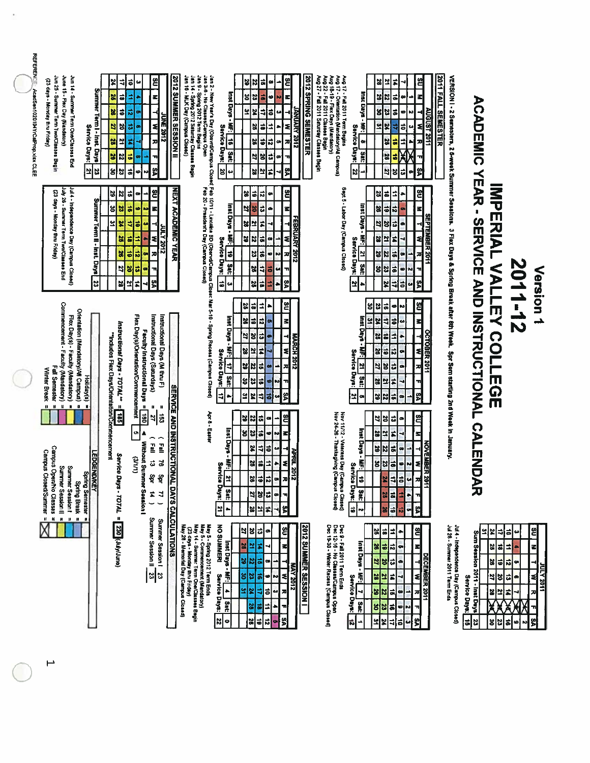# Version 1

# 2011-12

# IMPERIAL VALLEY COLLEGE

# ACADEMIC YEAR - SERVICE AND INSTRUCTIONAL CALENDAR

VERSION I - 2 Semesters, 2 6-week Summer Sessions. 3 Flex Days & Spring Break after 8th Week. Spr Sem starting 2nd Week in January.

## JULY 2011

| SU | M | T | W | R | F | SA |
|---|---|---|---|---|---|---|
| | | | | | 1 | 2 |
| 3 | 4 | 5 | 6 | 7 | 8 | 9 |
| 10 | 11 | 12 | 13 | 14 | 15 | 16 |
| 17 | 18 | 19 | 20 | 21 | 22 | 23 |
| 24 | 25 | 26 | 27 | 28 | 29 | 30 |
| 31 | | | | | | |

Sum Session 2011 - Inst Days: 23
Service Days: 18

Jul 4 - Independence Day (Campus Closed)
Jul 28 - Summer 2011 Term Ends

## 2011 FALL SEMESTER

### AUGUST 2011

| SU | M | T | W | R | F | SA |
|---|---|---|---|---|---|---|
| | 1 | 2 | 3 | 4 | 5 | 6 |
| 7 | 8 | 9 | 10 | 11 | 12 | 13 |
| 14 | 15 | 16 | 17 | 18 | 19 | 20 |
| 21 | 22 | 23 | 24 | 25 | 26 | 27 |
| 28 | 29 | 30 | 31 | | | |

Inst Days - M-F: 8 Sat: 1
Service Days: 22

Aug 17 - Fall 2011 Term Begins
Aug 17 - Orientation (Mandatory/All Campus)
Aug 18-19 - Flex Days (Mandatory)
Aug 22 - Fall 2011 Classes Begin
Aug 27 - Fall 2011 Saturday Classes Begin

### SEPTEMBER 2011

| SU | M | T | W | R | F | SA |
|---|---|---|---|---|---|---|
| | | | | 1 | 2 | 3 |
| 4 | 5 | 6 | 7 | 8 | 9 | 10 |
| 11 | 12 | 13 | 14 | 15 | 16 | 17 |
| 18 | 19 | 20 | 21 | 22 | 23 | 24 |
| 25 | 26 | 27 | 28 | 29 | 30 | |

Inst Days - M-F: 21 Sat: 4
Service Days: 21

Sept 5 - Labor Day (Campus Closed)

### OCTOBER 2011

| SU | M | T | W | R | F | SA |
|---|---|---|---|---|---|---|
| | | | | | | 1 |
| 2 | 3 | 4 | 5 | 6 | 7 | 8 |
| 9 | 10 | 11 | 12 | 13 | 14 | 15 |
| 16 | 17 | 18 | 19 | 20 | 21 | 22 |
| 23 | 24 | 25 | 26 | 27 | 28 | 29 |
| 30 | 31 | | | | | |

Inst Days - M-F: 21 Sat: 5
Service Days: 21

### NOVEMBER 2011

| SU | M | T | W | R | F | SA |
|---|---|---|---|---|---|---|
| | | 1 | 2 | 3 | 4 | 5 |
| 6 | 7 | 8 | 9 | 10 | 11 | 12 |
| 13 | 14 | 15 | 16 | 17 | 18 | 19 |
| 20 | 21 | 22 | 23 | 24 | 25 | 26 |
| 27 | 28 | 29 | 30 | | | |

Inst Days - M-F: 19 Sat: 2
Service Days: 19

Nov 11/12 - Veterans Day (Campus Closed)
Nov 24-26 - Thanksgiving (Campus Closed)

### DECEMBER 2011

| SU | M | T | W | R | F | SA |
|---|---|---|---|---|---|---|
| | | | | 1 | 2 | 3 |
| 4 | 5 | 6 | 7 | 8 | 9 | 10 |
| 11 | 12 | 13 | 14 | 15 | 16 | 17 |
| 18 | 19 | 20 | 21 | 22 | 23 | 24 |
| 25 | 26 | 27 | 28 | 29 | 30 | 31 |

Inst Days - M-F: 7 Sat: 1
Service Days: 12

Dec 9 - Fall 2011 Term Ends
Dec 12-16 - No Classes/Campus Open
Dec 19-30 - Winter Recess (Campus Closed)

## 2012 SPRING SEMESTER

### JANUARY 2012

| SU | M | T | W | R | F | SA |
|---|---|---|---|---|---|---|
| 1 | 2 | 3 | 4 | 5 | 6 | 7 |
| 8 | 9 | 10 | 11 | 12 | 13 | 14 |
| 15 | 16 | 17 | 18 | 19 | 20 | 21 |
| 22 | 23 | 24 | 25 | 26 | 27 | 28 |
| 29 | 30 | 31 | | | | |

Inst Days - M-F: 16 Sat: 3
Service Days: 20

Jan 2 - New Year's Day (Observed/Campus Closed)
Jan 3-6 - No Classes/Campus Open
Jan 9 - Spring 2012 Term Begins
Jan 14 - Spring 2012 Saturday Classes Begin
Jan 16 - MLK Day (Campus Closed)

### FEBRUARY 2012

| SU | M | T | W | R | F | SA |
|---|---|---|---|---|---|---|
| | | | 1 | 2 | 3 | 4 |
| 5 | 6 | 7 | 8 | 9 | 10 | 11 |
| 12 | 13 | 14 | 15 | 16 | 17 | 18 |
| 19 | 20 | 21 | 22 | 23 | 24 | 25 |
| 26 | 27 | 28 | 29 | | | |

Inst Days - M-F: 19 Sat: 3
Service Days: 19

Feb 10/11 - Lincoln's BD (Observed/Campus Closed)
Feb 20 - President's Day (Campus Closed)

### MARCH 2012

| SU | M | T | W | R | F | SA |
|---|---|---|---|---|---|---|
| | | | | 1 | 2 | 3 |
| 4 | 5 | 6 | 7 | 8 | 9 | 10 |
| 11 | 12 | 13 | 14 | 15 | 16 | 17 |
| 18 | 19 | 20 | 21 | 22 | 23 | 24 |
| 25 | 26 | 27 | 28 | 29 | 30 | 31 |

Inst Days - M-F: 17 Sat: 4
Service Days: 17

Mar 5-10 - Spring Recess (Campus Closed)

### APRIL 2012

| SU | M | T | W | R | F | SA |
|---|---|---|---|---|---|---|
| 1 | 2 | 3 | 4 | 5 | 6 | 7 |
| 8 | 9 | 10 | 11 | 12 | 13 | 14 |
| 15 | 16 | 17 | 18 | 19 | 20 | 21 |
| 22 | 23 | 24 | 25 | 26 | 27 | 28 |
| 29 | 30 | | | | | |

Inst Days - M-F: 21 Sat: 4
Service Days: 21

Apr 8 - Easter

## 2012 SUMMER SESSION I

### MAY 2012

| SU | M | T | W | R | F | SA |
|---|---|---|---|---|---|---|
| | | 1 | 2 | 3 | 4 | 5 |
| 6 | 7 | 8 | 9 | 10 | 11 | 12 |
| 13 | 14 | 15 | 16 | 17 | 18 | 19 |
| 20 | 21 | 22 | 23 | 24 | 25 | 26 |
| 27 | 28 | 29 | 30 | 31 | | |

Inst Days - M-F: 4 Sat: 0
NO SUMMER! Service Days: 22

May 5 - Spring 2012 Term Ends
May 5 - Commencement (Mandatory)
May 14 - Summer Term One/Classes Begin
(23 days - Monday thru Friday)
May 28 - Memorial Day (Campus Closed)

## 2012 SUMMER SESSION II

### JUNE 2012

| SU | M | T | W | R | F | SA |
|---|---|---|---|---|---|---|
| | | | | | 1 | 2 |
| 3 | 4 | 5 | 6 | 7 | 8 | 9 |
| 10 | 11 | 12 | 13 | 14 | 15 | 16 |
| 17 | 18 | 19 | 20 | 21 | 22 | 23 |
| 24 | 25 | 26 | 27 | 28 | 29 | 30 |

Summer Term I - Inst. Days: 23
Service Days: 21

Jun 14 - Summer Term One/Classes End
Jun 15 - Flex Day (Mandatory)
Jun 25 - Summer Term Two/Classes Begin
(23 days - Monday thru Friday)

## NEXT ACADEMIC YEAR

### JULY 2012

| SU | M | T | W | R | F | SA |
|---|---|---|---|---|---|---|
| 1 | 2 | 3 | 4 | 5 | 6 | 7 |
| 8 | 9 | 10 | 11 | 12 | 13 | 14 |
| 15 | 16 | 17 | 18 | 19 | 20 | 21 |
| 22 | 23 | 24 | 25 | 26 | 27 | 28 |
| 29 | 30 | 31 | | | | |

Summer Term II - Inst. Days: 23

Jul 4 - Independence Day (Campus Closed)
July 26 - Summer Term Two/Classes End
(23 days - Monday thru Friday)

## SERVICE AND INSTRUCTIONAL DAYS CALCULATIONS

Instructional Days (M thru F) = 153 ( Fall 78 Spr 77 )
Instructional Days (Saturdays) = 27 ( Fall 13 Spr 14 )
Faculty Instructional Days = 180 ◄ Without Summer Session I
Flex Day(s)/Orientation/Commencement = 5 (3/1/1)

Instructional Days - TOTAL ** = 185
**Includes Flex Days/Orientation/Commencement

Service Days - TOTAL = 230 (July/June)

Summer Session I 23
Summer Session II 23

## LEDGEND/KEY

| | |
|---|---|
| Holiday(s) = | Spring Semester = |
| Orientation (Mandatory/All Campus) = | Spring Break = |
| Flex Day(s) - Faculty (Mandatory) = | Summer Session I = |
| Commencement - Faculty (Mandatory) = | Summer Session II = |
| Fall Semester = | Campus Open/No Classes = |
| Winter Break = | Campus Closed/Summer = |

REFERENCE: AcadSem1020104YrCalProp.xlsx CLEE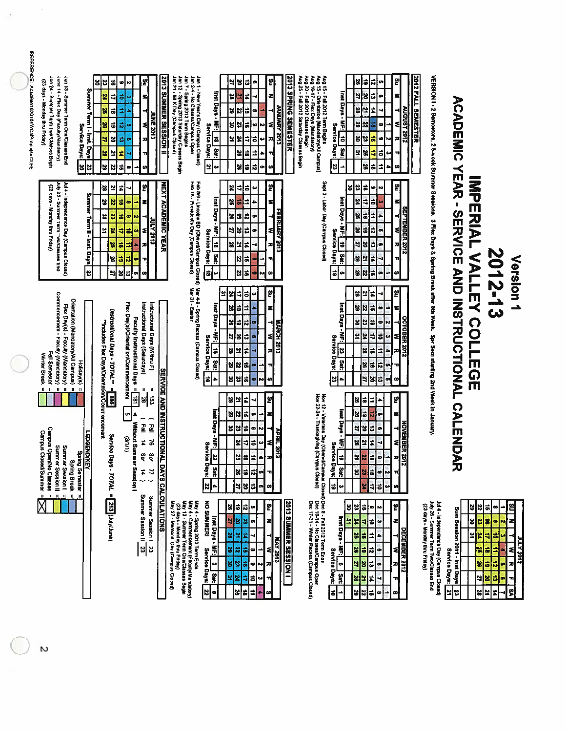# Version 1

# 2012-13

# IMPERIAL VALLEY COLLEGE

# ACADEMIC YEAR - SERVICE AND INSTRUCTIONAL CALENDAR

VERSION I - 2 Semesters, 2 5-week Summer Sessions. 3 Flex Days & Spring Break after 8th Week. Spr Sem starting 2nd Week in January.

### JULY 2012

| SU | M | T | W | R | F | SA |
|---|---|---|---|---|---|---|
| 1 | 2 | 3 | 4 | 5 | 6 | 7 |
| 8 | 9 | 10 | 11 | 12 | 13 | 14 |
| 15 | 16 | 17 | 18 | 19 | 20 | 21 |
| 22 | 23 | 24 | 25 | 26 | 27 | 28 |
| 29 | 30 | 31 | | | | |

Sum Session 2011 - Inst Days: 23
Service Days: 21

Jul 4 - Independence Day (Campus Closed)
July 26 - Summer Term Two/Classes End
(23 days - Monday thru Friday)

## 2012 FALL SEMESTER

### AUGUST 2012

| Su | M | T | W | R | F | S |
|---|---|---|---|---|---|---|
| | | | 1 | 2 | 3 | 4 |
| 5 | 6 | 7 | 8 | 9 | 10 | 11 |
| 12 | 13 | 14 | 15 | 16 | 17 | 18 |
| 19 | 20 | 21 | 22 | 23 | 24 | 25 |
| 26 | 27 | 28 | 29 | 30 | 31 | |

Inst Days - M/F: 10 Sat: 1
Service Days: 23

Aug 15 - Fall 2012 Term Begins
Aug 15 - Orientation (Mandatory/All Campus)
Aug 16-17 - Flex Days (Mandatory)
Aug 20 - Fall 2012 Classes Begin
Aug 25 - Fall 2012 Saturday Classes Begin

### SEPTEMBER 2012

| Su | M | T | W | R | F | S |
|---|---|---|---|---|---|---|
| | | | | | | 1 |
| 2 | 3 | 4 | 5 | 6 | 7 | 8 |
| 9 | 10 | 11 | 12 | 13 | 14 | 15 |
| 16 | 17 | 18 | 19 | 20 | 21 | 22 |
| 23 | 24 | 25 | 26 | 27 | 28 | 29 |
| 30 | | | | | | |

Inst Days - M/F: 19 Sat: 5
Service Days: 19

Sept 3 - Labor Day (Campus Closed)

### OCTOBER 2012

| Su | M | T | W | R | F | S |
|---|---|---|---|---|---|---|
| | 1 | 2 | 3 | 4 | 5 | 6 |
| 7 | 8 | 9 | 10 | 11 | 12 | 13 |
| 14 | 15 | 16 | 17 | 18 | 19 | 20 |
| 21 | 22 | 23 | 24 | 25 | 26 | 27 |
| 28 | 29 | 30 | 31 | | | |

Inst Days - M/F: 23 Sat: 4
Service Days: 23

### NOVEMBER 2012

| Su | M | T | W | R | F | S |
|---|---|---|---|---|---|---|
| | | | | 1 | 2 | 3 |
| 4 | 5 | 6 | 7 | 8 | 9 | 10 |
| 11 | 12 | 13 | 14 | 15 | 16 | 17 |
| 18 | 19 | 20 | 21 | 22 | 23 | 24 |
| 25 | 26 | 27 | 28 | 29 | 30 | |

Inst Days - M/F: 18 Sat: 3
Service Days: 19

Nov 12 - Veterans Day (Observed/Campus Closed)
Nov 22-24 - Thanksgiving (Campus Closed)

### DECEMBER 2012

| Su | M | T | W | R | F | S |
|---|---|---|---|---|---|---|
| | | | | | | 1 |
| 2 | 3 | 4 | 5 | 6 | 7 | 8 |
| 9 | 10 | 11 | 12 | 13 | 14 | 15 |
| 16 | 17 | 18 | 19 | 20 | 21 | 22 |
| 23 | 24 | 25 | 26 | 27 | 28 | 29 |
| 30 | 31 | | | | | |

Inst Days - M/F: 5 Sat: 1
Service Days: 10

Dec 8 - Fall 2012 Term Ends
Dec 10-14 - No Classes/Campus Open
Dec 17-31 - Winter Recess (Campus Closed)

## 2013 SPRING SEMESTER

### JANUARY 2013

| Su | M | T | W | R | F | S |
|---|---|---|---|---|---|---|
| | | 1 | 2 | 3 | 4 | 5 |
| 6 | 7 | 8 | 9 | 10 | 11 | 12 |
| 13 | 14 | 15 | 16 | 17 | 18 | 19 |
| 20 | 21 | 22 | 23 | 24 | 25 | 26 |
| 27 | 28 | 29 | 30 | 31 | | |

Inst Days - M/F: 18 Sat: 3
Service Days: 21

Jan 1 - New Year's Day (Campus Closed)
Jan 2-4 - No Classes/Campus Open
Jan 7 - Spring 2013 Term Begins
Jan 12 - Spring 2013 Saturday Classes Begin
Jan 21 - MLK Day (Campus Closed)

### FEBRUARY 2013

| Su | M | T | W | R | F | S |
|---|---|---|---|---|---|---|
| | | | | | 1 | 2 |
| 3 | 4 | 5 | 6 | 7 | 8 | 9 |
| 10 | 11 | 12 | 13 | 14 | 15 | 16 |
| 17 | 18 | 19 | 20 | 21 | 22 | 23 |
| 24 | 25 | 26 | 27 | 28 | | |

Inst Days - M/F: 18 Sat: 3
Service Days: 18

Feb 8/9 - Lincoln BD (Observ/Campus Closed)
Feb 18 - President's Day (Campus Closed)

### MARCH 2013

| Su | M | T | W | R | F | S |
|---|---|---|---|---|---|---|
| | | | | | 1 | 2 |
| 3 | 4 | 5 | 6 | 7 | 8 | 9 |
| 10 | 11 | 12 | 13 | 14 | 15 | 16 |
| 17 | 18 | 19 | 20 | 21 | 22 | 23 |
| 24 | 25 | 26 | 27 | 28 | 29 | 30 |
| 31 | | | | | | |

Inst Days - M/F: 16 Sat: 4
Service Days: 16

Mar 4-9 - Spring Recess (Campus Closed)
Mar 31 - Easter

### APRIL 2013

| Su | M | T | W | R | F | S |
|---|---|---|---|---|---|---|
| | 1 | 2 | 3 | 4 | 5 | 6 |
| 7 | 8 | 9 | 10 | 11 | 12 | 13 |
| 14 | 15 | 16 | 17 | 18 | 19 | 20 |
| 21 | 22 | 23 | 24 | 25 | 26 | 27 |
| 28 | 29 | 30 | | | | |

Inst Days - M/F: 22 Sat: 4
Service Days: 22

## 2013 SUMMER SESSION I

### MAY 2013

| Su | M | T | W | R | F | S |
|---|---|---|---|---|---|---|
| | | | 1 | 2 | 3 | 4 |
| 5 | 6 | 7 | 8 | 9 | 10 | 11 |
| 12 | 13 | 14 | 15 | 16 | 17 | 18 |
| 19 | 20 | 21 | 22 | 23 | 24 | 25 |
| 26 | 27 | 28 | 29 | 30 | 31 | |

Inst Days - M/F: 3 Sat: 0
NO SUMMER! Service Days: 22

May 4 - Spring 2013 Term Ends
May 4 - Commencement (Faculty/Mandatory)
May 13 - Summer Term One/Classes Begin
(23 days - Monday thru Friday)
May 27 - Memorial Day (Campus Closed)

## 2013 SUMMER SESSION II

### JUNE 2013

| Su | M | T | W | R | F | S |
|---|---|---|---|---|---|---|
| | | | | | | 1 |
| 2 | 3 | 4 | 5 | 6 | 7 | 8 |
| 9 | 10 | 11 | 12 | 13 | 14 | 15 |
| 16 | 17 | 18 | 19 | 20 | 21 | 22 |
| 23 | 24 | 25 | 26 | 27 | 28 | 29 |
| 30 | | | | | | |

Summer Term I - Inst. Days: 23
Service Days: 20

Jun 13 - Summer Term One/Classes End
June 14 - Flex Day (Faculty/Mandatory)
Jun 24 - Summer Term Two/Classes Begin
(23 days - Monday thru Friday)

## NEXT ACADEMIC YEAR

### JULY 2013

| Su | M | T | W | R | F | S |
|---|---|---|---|---|---|---|
| | 1 | 2 | 3 | 4 | 5 | 6 |
| 7 | 8 | 9 | 10 | 11 | 12 | 13 |
| 14 | 15 | 16 | 17 | 18 | 19 | 20 |
| 21 | 22 | 23 | 24 | 25 | 26 | 27 |
| 28 | 29 | 30 | 31 | | | |

Summer Term II - Inst. Days: 23

Jul 4 - Independence Day (Campus Closed)
July 25 - Summer Term Two/Classes End
(23 days - Monday thru Friday)

## SERVICE AND INSTRUCTIONAL DAYS CALCULATIONS

Instructional Days (M thru F) = 153 ( Fall 76 Spr 77 )
Instructional Days (Saturdays) = 28 ( Fall 14 Spr 14 )
Faculty Instructional Days = 181 ◄ Without Summer Session I
Flex Day(s)/Orientation/Commencement: 5 (3/1/1)

Instructional Days - TOTAL** = 186    Service Days - TOTAL = 213 (July/June)

**Includes Flex Days/Orientation/Commencement

Summer Session I: 23
Summer Session II: 23

## LEDGENDKEY

- Holiday(s) =
- Orientation (Mandatory/All Campus) =
- Flex Day(s) - Faculty (Mandatory) =
- Commencement - Faculty (Mandatory) =
- Fall Semester =
- Winter Break =
- Spring Semester =
- Spring Break =
- Summer Session I =
- Summer Session II =
- Campus Open/No Classes =
- Campus Closed/Summer =

REFERENCE: AcadSem1020104YrCalProp.xlsx CLEE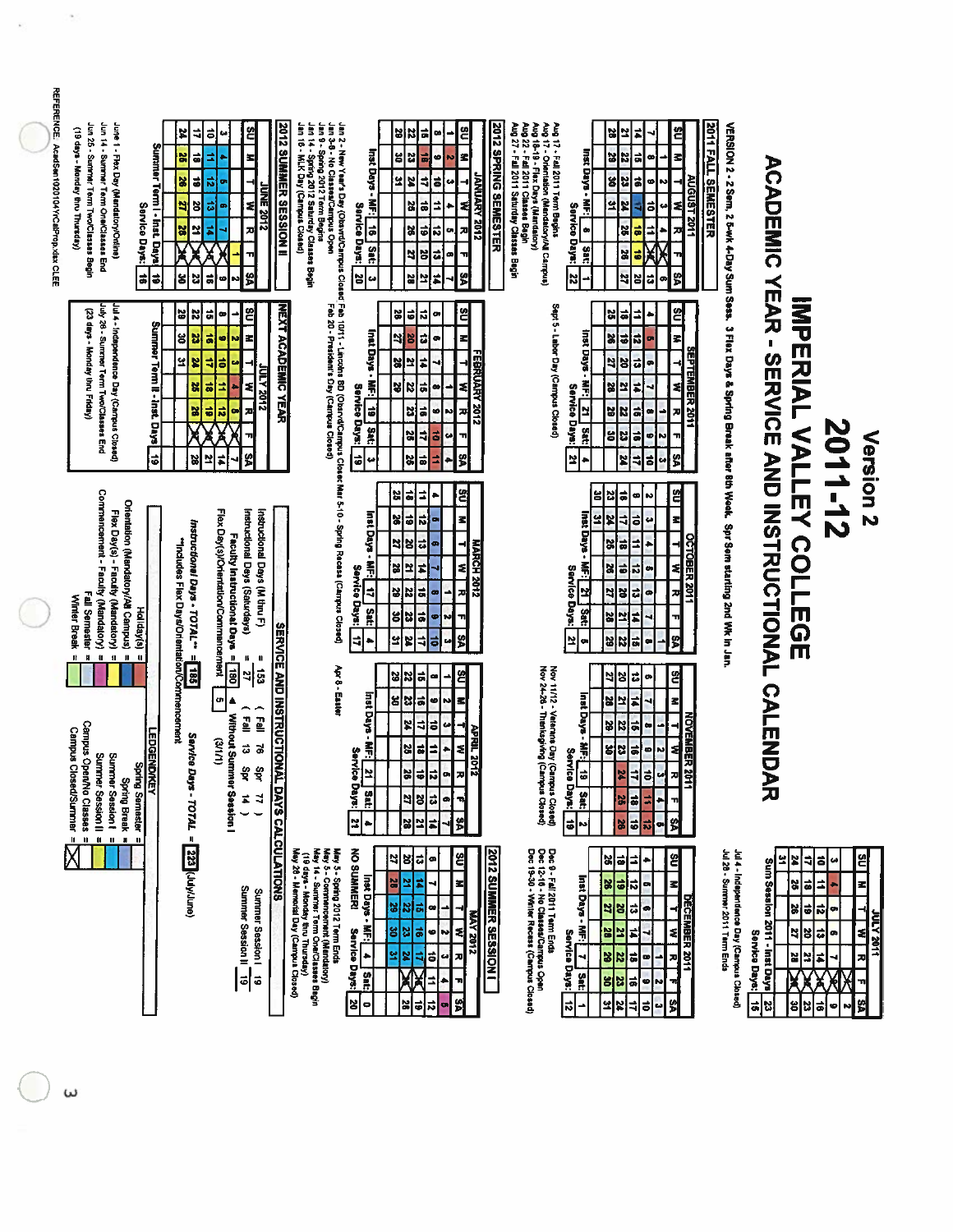# Version 2

# 2011-12

# IMPERIAL VALLEY COLLEGE

## ACADEMIC YEAR - SERVICE AND INSTRUCTIONAL CALENDAR

VERSION 2 - 2 Sem, 2 5-wk 4-Day Sum Sess, 3 Flex Days & Spring Break after 8th Week, Spr Sem starting 2nd Wk in Jan.

### JULY 2011

| SU | M | T | W | R | F | SA |
|---|---|---|---|---|---|---|
| | | | | | X | 2 |
| 3 | 4 | 5 | 6 | 7 | X | 9 |
| 10 | 11 | 12 | 13 | 14 | X | 16 |
| 17 | 18 | 19 | 20 | 21 | X | 23 |
| 24 | 25 | 26 | 27 | 28 | X | 30 |
| 31 | | | | | | |

Sum Session 2011 - Inst Days: 23

Service Days: 16

Jul 4 - Independence Day (Campus Closed)
Jul 28 - Summer 2011 Term Ends

## 2011 FALL SEMESTER

### AUGUST 2011

| SU | M | T | W | R | F | SA |
|---|---|---|---|---|---|---|
| | 1 | 2 | 3 | 4 | X | 6 |
| 7 | 8 | 9 | 10 | 11 | X | 13 |
| 14 | 15 | 16 | 17 | 18 | 19 | 20 |
| 21 | 22 | 23 | 24 | 25 | 26 | 27 |
| 28 | 29 | 30 | 31 | | | |

Inst Days - M-F: 8 | Sat: 1

Service Days: 22

Aug 17 - Fall 2011 Term Begins
Aug 17 - Orientation (Mandatory/All Campus)
Aug 18-19 - Flex Days (Mandatory)
Aug 22 - Fall 2011 Classes Begin
Aug 27 - Fall 2011 Saturday Classes Begin

### SEPTEMBER 2011

| SU | M | T | W | R | F | SA |
|---|---|---|---|---|---|---|
| | | | | 1 | 2 | 3 |
| 4 | 5 | 6 | 7 | 8 | 9 | 10 |
| 11 | 12 | 13 | 14 | 15 | 16 | 17 |
| 18 | 19 | 20 | 21 | 22 | 23 | 24 |
| 25 | 26 | 27 | 28 | 29 | 30 | |

Inst Days - M-F: 21 | Sat: 4

Service Days: 21

Sept 5 - Labor Day (Campus Closed)

### OCTOBER 2011

| SU | M | T | W | R | F | SA |
|---|---|---|---|---|---|---|
| | | | | | | 1 |
| 2 | 3 | 4 | 5 | 6 | 7 | 8 |
| 9 | 10 | 11 | 12 | 13 | 14 | 15 |
| 16 | 17 | 18 | 19 | 20 | 21 | 22 |
| 23 | 24 | 25 | 26 | 27 | 28 | 29 |
| 30 | 31 | | | | | |

Inst Days - M-F: 21 | Sat: 5

Service Days: 21

### NOVEMBER 2011

| SU | M | T | W | R | F | SA |
|---|---|---|---|---|---|---|
| | | 1 | 2 | 3 | 4 | 5 |
| 6 | 7 | 8 | 9 | 10 | 11 | 12 |
| 13 | 14 | 15 | 16 | 17 | 18 | 19 |
| 20 | 21 | 22 | 23 | 24 | 25 | 26 |
| 27 | 28 | 29 | 30 | | | |

Inst Days - M-F: 19 | Sat: 2

Service Days: 19

Nov 11/12 - Veterans Day (Campus Closed)
Nov 24-26 - Thanksgiving (Campus Closed)

### DECEMBER 2011

| SU | M | T | W | R | F | SA |
|---|---|---|---|---|---|---|
| | | | | 1 | 2 | 3 |
| 4 | 5 | 6 | 7 | 8 | 9 | 10 |
| 11 | 12 | 13 | 14 | 15 | 16 | 17 |
| 18 | 19 | 20 | 21 | 22 | 23 | 24 |
| 25 | 26 | 27 | 28 | 29 | 30 | 31 |

Inst Days - M-F: 7 | Sat: 1

Service Days: 12

Dec 9 - Fall 2011 Term Ends
Dec 12-16 - No Classes/Campus Open
Dec 19-30 - Winter Recess (Campus Closed)

## 2012 SPRING SEMESTER

### JANUARY 2012

| SU | M | T | W | R | F | SA |
|---|---|---|---|---|---|---|
| 1 | 2 | 3 | 4 | 5 | 6 | 7 |
| 8 | 9 | 10 | 11 | 12 | 13 | 14 |
| 15 | 16 | 17 | 18 | 19 | 20 | 21 |
| 22 | 23 | 24 | 25 | 26 | 27 | 28 |
| 29 | 30 | 31 | | | | |

Inst Days - M-F: 16 | Sat: 3

Service Days: 20

Jan 2 - New Year's Day (Observed/Campus Closed)
Jan 3-6 - No Classes/Campus Open
Jan 9 - Spring 2012 Term Begins
Jan 14 - Spring 2012 Saturday Classes Begin
Jan 16 - MLK Day (Campus Closed)

### FEBRUARY 2012

| SU | M | T | W | R | F | SA |
|---|---|---|---|---|---|---|
| | | | 1 | 2 | 3 | 4 |
| 5 | 6 | 7 | 8 | 9 | 10 | 11 |
| 12 | 13 | 14 | 15 | 16 | 17 | 18 |
| 19 | 20 | 21 | 22 | 23 | 24 | 25 |
| 26 | 27 | 28 | 29 | | | |

Inst Days - M-F: 19 | Sat: 3

Service Days: 19

Feb 10/11 - Lincoln's BD (Observ/Campus Closed)
Feb 20 - President's Day (Campus Closed)

### MARCH 2012

| SU | M | T | W | R | F | SA |
|---|---|---|---|---|---|---|
| | | | | 1 | 2 | 3 |
| 4 | 5 | 6 | 7 | 8 | 9 | 10 |
| 11 | 12 | 13 | 14 | 15 | 16 | 17 |
| 18 | 19 | 20 | 21 | 22 | 23 | 24 |
| 25 | 26 | 27 | 28 | 29 | 30 | 31 |

Inst Days - M-F: 17 | Sat: 4

Service Days: 17

Mar 5-10 - Spring Recess (Campus Closed)

### APRIL 2012

| SU | M | T | W | R | F | SA |
|---|---|---|---|---|---|---|
| 1 | 2 | 3 | 4 | 5 | 6 | 7 |
| 8 | 9 | 10 | 11 | 12 | 13 | 14 |
| 15 | 16 | 17 | 18 | 19 | 20 | 21 |
| 22 | 23 | 24 | 25 | 26 | 27 | 28 |
| 29 | 30 | | | | | |

Inst Days - M-F: 21 | Sat: 4

Service Days: 21

Apr 8 - Easter

## 2012 SUMMER SESSION I

### MAY 2012

| SU | M | T | W | R | F | SA |
|---|---|---|---|---|---|---|
| | | 1 | 2 | 3 | 4 | 5 |
| 6 | 7 | 8 | 9 | 10 | 11 | 12 |
| 13 | 14 | 15 | 16 | 17 | 18 | 19 |
| 20 | 21 | 22 | 23 | 24 | X | 26 |
| 27 | 28 | 29 | 30 | 31 | | |

Inst Days - M-F: 4 | Sat: 0

NO SUMMER! Service Days: 20

May 5 - Spring 2012 Term Ends
May 5 - Commencement (Mandatory)
May 14 - Summer Term One/Classes Begin (19 days - Monday thru Thursday)
May 28 - Memorial Day (Campus Closed)

Summer Session I: 19
Summer Session II: 19

## 2012 SUMMER SESSION II

### JUNE 2012

| SU | M | T | W | R | F | SA |
|---|---|---|---|---|---|---|
| | | | | | 1 | 2 |
| 3 | 4 | 5 | 6 | 7 | X | 9 |
| 10 | 11 | 12 | 13 | 14 | X | 16 |
| 17 | 18 | 19 | 20 | 21 | X | 23 |
| 24 | 25 | 26 | 27 | 28 | X | 30 |

Summer Term I - Inst. Days: 19

Service Days: 16

June 1 - Flex Day (Mandatory/Online)
Jun 14 - Summer Term One/Classes End
Jun 25 - Summer Term Two/Classes Begin (19 days - Monday thru Thursday)

## NEXT ACADEMIC YEAR

### JULY 2012

| SU | M | T | W | R | F | SA |
|---|---|---|---|---|---|---|
| 1 | 2 | 3 | 4 | 5 | 6 | 7 |
| 8 | 9 | 10 | 11 | 12 | X | 14 |
| 15 | 16 | 17 | 18 | 19 | X | 21 |
| 22 | 23 | 24 | 25 | 26 | X | 28 |
| 29 | 30 | 31 | | | | |

Summer Term II - Inst. Days: 19

Jul 4 - Independence Day (Campus Closed)
July 26 - Summer Term Two/Classes End (23 days - Monday thru Friday)

## SERVICE AND INSTRUCTIONAL DAYS CALCULATIONS

| | | |
|---|---|---|
| Instructional Days (M thru F) | = 153 | ( Fall 76 Spr 77 ) |
| Instructional Days (Saturdays) | = 27 | ( Fall 13 Spr 14 ) |
| Faculty Instructional Days | = 180 | ◄ Without Summer Session I |
| Flex Day(s)/Orientation/Commencement | 5 | (3/1/1) |

Instructional Days - TOTAL** = 185 | Service Days - TOTAL = 223 (July/June)

**Includes Flex Days/Orientation/Commencement

## LEDGEND/KEY

- Holiday(s) =
- Orientation (Mandatory/All Campus) =
- Flex Day(s) - Faculty (Mandatory) =
- Commencement - Faculty (Mandatory) =
- Fall Semester =
- Winter Break =
- Spring Semester =
- Spring Break =
- Summer Session I =
- Summer Session II =
- Campus Open/No Classes =
- Campus Closed/Summer = X

REFERENCE: AcadSem102010VrCalProp.xlsx CLEE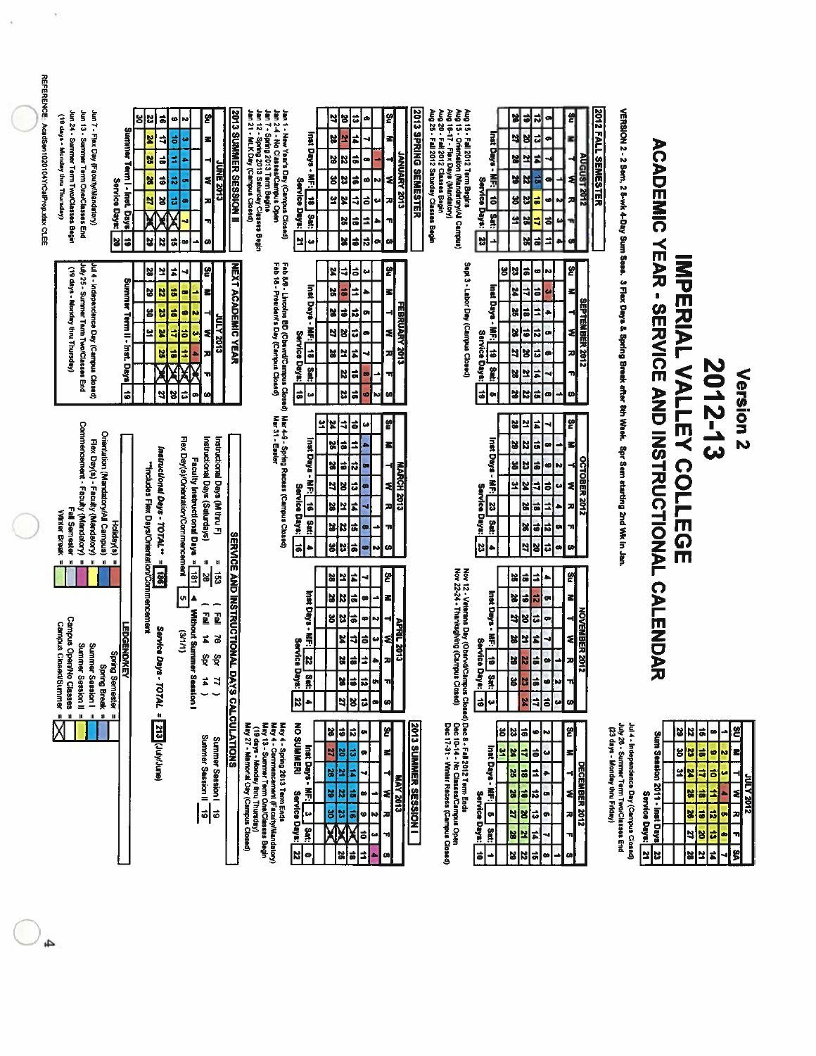# Version 2

# 2012-13

# IMPERIAL VALLEY COLLEGE

# ACADEMIC YEAR - SERVICE AND INSTRUCTIONAL CALENDAR

VERSION 2 - 2 Sem, 2 8-wk 4-Day Sum Sess, 3 Flex Days & Spring Break after 8th Week. Spr Sem starting 2nd Wk in Jan.

### JULY 2012

| SU | M | T | W | R | F | SA |
|---|---|---|---|---|---|---|
| 1 | 2 | 3 | 4 | 5 | 6 | 7 |
| 8 | 9 | 10 | 11 | 12 | 13 | 14 |
| 15 | 16 | 17 | 18 | 19 | 20 | 21 |
| 22 | 23 | 24 | 25 | 26 | 27 | 28 |
| 29 | 30 | 31 | | | | |

Sum Session 2011 - Inst Days: 23 | Service Days: 21

- Jul 4 - Independence Day (Campus Closed)
- July 26 - Summer Term Two/Classes End
- (23 days - Monday thru Friday)

## 2012 FALL SEMESTER

### AUGUST 2012

| Su | M | T | W | R | F | S |
|---|---|---|---|---|---|---|
| | | | 1 | 2 | 3 | 4 |
| 5 | 6 | 7 | 8 | 9 | 10 | 11 |
| 12 | 13 | 14 | 15 | 16 | 17 | 18 |
| 19 | 20 | 21 | 22 | 23 | 24 | 25 |
| 26 | 27 | 28 | 29 | 30 | 31 | |

Inst Days - MF: 10 | Sat: 1 | Service Days: 23

- Aug 15 - Fall 2012 Term Begins
- Aug 15 - Orientation (Mandatory/All Campus)
- Aug 16-17 - Flex Days (Mandatory)
- Aug 20 - Fall 2012 Classes Begin
- Aug 25 - Fall 2012 Saturday Classes Begin

### SEPTEMBER 2012

| Su | M | T | W | R | F | S |
|---|---|---|---|---|---|---|
| | | | | | | 1 |
| 2 | 3 | 4 | 5 | 6 | 7 | 8 |
| 9 | 10 | 11 | 12 | 13 | 14 | 15 |
| 16 | 17 | 18 | 19 | 20 | 21 | 22 |
| 23 | 24 | 25 | 26 | 27 | 28 | 29 |
| 30 | | | | | | |

Inst Days - MF: 19 | Sat: 5 | Service Days: 19

- Sept 3 - Labor Day (Campus Closed)

### OCTOBER 2012

| Su | M | T | W | R | F | S |
|---|---|---|---|---|---|---|
| | 1 | 2 | 3 | 4 | 5 | 6 |
| 7 | 8 | 9 | 10 | 11 | 12 | 13 |
| 14 | 15 | 16 | 17 | 18 | 19 | 20 |
| 21 | 22 | 23 | 24 | 25 | 26 | 27 |
| 28 | 29 | 30 | 31 | | | |

Inst Days - MF: 23 | Sat: 4 | Service Days: 23

### NOVEMBER 2012

| Su | M | T | W | R | F | S |
|---|---|---|---|---|---|---|
| | | | | 1 | 2 | 3 |
| 4 | 5 | 6 | 7 | 8 | 9 | 10 |
| 11 | 12 | 13 | 14 | 15 | 16 | 17 |
| 18 | 19 | 20 | 21 | 22 | 23 | 24 |
| 25 | 26 | 27 | 28 | 29 | 30 | |

Inst Days - MF: 19 | Sat: 3 | Service Days: 19

- Nov 12 - Veterans Day (Observed/Campus Closed)
- Nov 22-24 - Thanksgiving (Campus Closed)

### DECEMBER 2012

| Su | M | T | W | R | F | S |
|---|---|---|---|---|---|---|
| | | | | | | 1 |
| 2 | 3 | 4 | 5 | 6 | 7 | 8 |
| 9 | 10 | 11 | 12 | 13 | 14 | 15 |
| 16 | 17 | 18 | 19 | 20 | 21 | 22 |
| 23 | 24 | 25 | 26 | 27 | 28 | 29 |
| 30 | 31 | | | | | |

Inst Days - MF: 5 | Sat: 1 | Service Days: 10

- Dec 8 - Fall 2012 Term Ends
- Dec 10-14 - No Classes/Campus Open
- Dec 17-31 - Winter Recess (Campus Closed)

## 2013 SPRING SEMESTER

### JANUARY 2013

| Su | M | T | W | R | F | S |
|---|---|---|---|---|---|---|
| | | 1 | 2 | 3 | 4 | 5 |
| 6 | 7 | 8 | 9 | 10 | 11 | 12 |
| 13 | 14 | 15 | 16 | 17 | 18 | 19 |
| 20 | 21 | 22 | 23 | 24 | 25 | 26 |
| 27 | 28 | 29 | 30 | 31 | | |

Inst Days - MF: 18 | Sat: 3 | Service Days: 21

- Jan 1 - New Year's Day (Campus Closed)
- Jan 2-4 - No Classes/Campus Open
- Jan 7 - Spring 2013 Term Begins
- Jan 12 - Spring 2013 Saturday Classes Begin
- Jan 21 - MLK Day (Campus Closed)

### FEBRUARY 2013

| Su | M | T | W | R | F | S |
|---|---|---|---|---|---|---|
| | | | | | 1 | 2 |
| 3 | 4 | 5 | 6 | 7 | 8 | 9 |
| 10 | 11 | 12 | 13 | 14 | 15 | 16 |
| 17 | 18 | 19 | 20 | 21 | 22 | 23 |
| 24 | 25 | 26 | 27 | 28 | | |

Inst Days - MF: 18 | Sat: 3 | Service Days: 18

- Feb 8/9 - Lincoln BD (Observed/Campus Closed)
- Feb 18 - President's Day (Campus Closed)

### MARCH 2013

| Su | M | T | W | R | F | S |
|---|---|---|---|---|---|---|
| | | | | | 1 | 2 |
| 3 | 4 | 5 | 6 | 7 | 8 | 9 |
| 10 | 11 | 12 | 13 | 14 | 15 | 16 |
| 17 | 18 | 19 | 20 | 21 | 22 | 23 |
| 24 | 25 | 26 | 27 | 28 | 29 | 30 |
| 31 | | | | | | |

Inst Days - MF: 16 | Sat: 4 | Service Days: 16

- Mar 4-9 - Spring Recess (Campus Closed)
- Mar 31 - Easter

### APRIL 2013

| Su | M | T | W | R | F | S |
|---|---|---|---|---|---|---|
| | 1 | 2 | 3 | 4 | 5 | 6 |
| 7 | 8 | 9 | 10 | 11 | 12 | 13 |
| 14 | 15 | 16 | 17 | 18 | 19 | 20 |
| 21 | 22 | 23 | 24 | 25 | 26 | 27 |
| 28 | 29 | 30 | | | | |

Inst Days - MF: 22 | Sat: 4 | Service Days: 22

## 2013 SUMMER SESSION I

### MAY 2013

| Su | M | T | W | R | F | S |
|---|---|---|---|---|---|---|
| | | | 1 | 2 | 3 | 4 |
| 5 | 6 | 7 | 8 | 9 | 10 | 11 |
| 12 | 13 | 14 | 15 | 16 | 17 | 18 |
| 19 | 20 | 21 | 22 | 23 | 24 | 25 |
| 26 | 27 | 28 | 29 | 30 | 31 | |

NO SUMMER! Inst Days - MF: 3 | Sat: 0 | Service Days: 22

- May 4 - Spring 2013 Term Ends
- May 4 - Commencement (Faculty/Mandatory)
- May 13 - Summer Term One/Classes Begin
- (19 days - Monday thru Thursday)
- May 27 - Memorial Day (Campus Closed)

## 2013 SUMMER SESSION II

### JUNE 2013

| Su | M | T | W | R | F | S |
|---|---|---|---|---|---|---|
| | | | | | | 1 |
| 2 | 3 | 4 | 5 | 6 | 7 | 8 |
| 9 | 10 | 11 | 12 | 13 | 14 | 15 |
| 16 | 17 | 18 | 19 | 20 | 21 | 22 |
| 23 | 24 | 25 | 26 | 27 | 28 | 29 |
| 30 | | | | | | |

Summer Term I - Inst. Days: 19 | Service Days: 20

- Jun 7 - Flex Day (Faculty/Mandatory)
- Jun 13 - Summer Term One/Classes End
- Jun 24 - Summer Term Two/Classes Begin
- (19 days - Monday thru Thursday)

## NEXT ACADEMIC YEAR

### JULY 2013

| Su | M | T | W | R | F | S |
|---|---|---|---|---|---|---|
| | 1 | 2 | 3 | 4 | 5 | 6 |
| 7 | 8 | 9 | 10 | 11 | 12 | 13 |
| 14 | 15 | 16 | 17 | 18 | 19 | 20 |
| 21 | 22 | 23 | 24 | 25 | 26 | 27 |
| 28 | 29 | 30 | 31 | | | |

Summer Term II - Inst. Days: 19

- Jul 4 - Independence Day (Campus Closed)
- July 25 - Summer Term Two/Classes End
- (19 days - Monday thru Thursday)

## SERVICE AND INSTRUCTIONAL DAYS CALCULATIONS

| | | | |
|---|---|---|---|
| Instructional Days (M thru F) | = 153 | ( Fall 76 Spr 77 ) | Summer Session I: 19 |
| Instructional Days (Saturdays) | = 28 | ( Fall 14 Spr 14 ) | Summer Session II: 19 |
| Faculty Instructional Days | = 181 | ← Without Summer Session I | |
| Flex Day(s)/Orientation/Commencement | 5 | (3/1/1) | |
| *Instructional Days - TOTAL*** | = 186 | Service Days - TOTAL = 213 (July/June) | |

**Includes Flex Days/Orientation/Commencement

## LEDGEND/KEY

- Holiday(s) =
- Orientation (Mandatory/All Campus) =
- Flex Day(s) - Faculty (Mandatory) =
- Commencement - Faculty (Mandatory) =
- Fall Semester =
- Winter Break =
- Spring Semester =
- Spring Break =
- Summer Session I =
- Summer Session II =
- Campus Open/No Classes =
- Campus Closed/Summer = ☒

REFERENCE: AcadSem102010YrCalProp.xlsx CLEE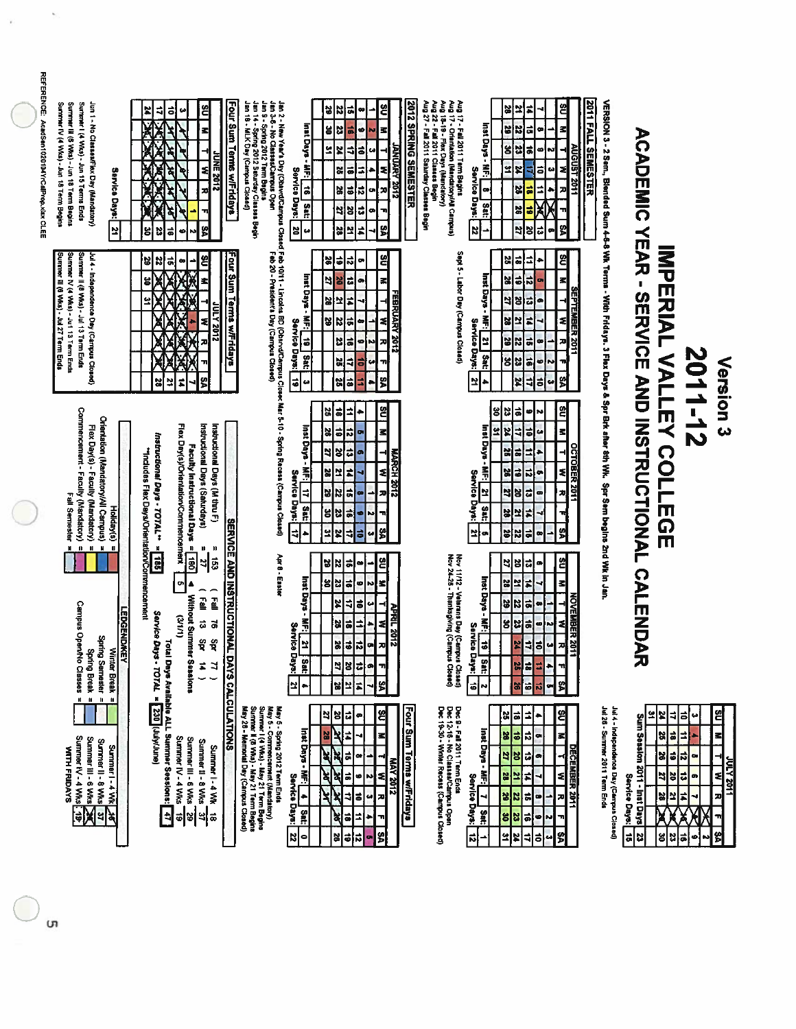# Version 3

# 2011-12

# IMPERIAL VALLEY COLLEGE

# ACADEMIC YEAR - SERVICE AND INSTRUCTIONAL CALENDAR

VERSION 3 - 2 Sem, Blended Sum 4-6-8 Wk Terms - With Fridays, 3 Flex Days & Spr Brk after 8th Wk. Spr Sem begins 2nd Wk in Jan.

### JULY 2011

| SU | M | T | W | R | F | SA |
|---|---|---|---|---|---|---|
| | | | | | 1 | 2 |
| 3 | 4 | 5 | 6 | 7 | 8 | 9 |
| 10 | 11 | 12 | 13 | 14 | 15 | 16 |
| 17 | 18 | 19 | 20 | 21 | 22 | 23 |
| 24 | 25 | 26 | 27 | 28 | 29 | 30 |
| 31 | | | | | | |

Sum Session 2011 - Inst Days: 23
Service Days: 15

Jul 4 - Independence Day (Campus Closed)
Jul 28 - Summer 2011 Term Ends

## 2011 FALL SEMESTER

### AUGUST 2011

| SU | M | T | W | R | F | SA |
|---|---|---|---|---|---|---|
| | 1 | 2 | 3 | 4 | 5 | 6 |
| 7 | 8 | 9 | 10 | 11 | 12 | 13 |
| 14 | 15 | 16 | 17 | 18 | 19 | 20 |
| 21 | 22 | 23 | 24 | 25 | 26 | 27 |
| 28 | 29 | 30 | 31 | | | |

Inst Days - MF: 8 | Sat: 1
Service Days: 22

Aug 17 - Fall 2011 Term Begins
Aug 17 - Orientation (Mandatory/All Campus)
Aug 18-19 - Flex Days (Mandatory)
Aug 22 - Fall 2011 Classes Begin
Aug 27 - Fall 2011 Saturday Classes Begin

### SEPTEMBER 2011

| SU | M | T | W | R | F | SA |
|---|---|---|---|---|---|---|
| | | | | 1 | 2 | 3 |
| 4 | 5 | 6 | 7 | 8 | 9 | 10 |
| 11 | 12 | 13 | 14 | 15 | 16 | 17 |
| 18 | 19 | 20 | 21 | 22 | 23 | 24 |
| 25 | 26 | 27 | 28 | 29 | 30 | |

Inst Days - MF: 21 | Sat: 4
Service Days: 21

Sept 5 - Labor Day (Campus Closed)

### OCTOBER 2011

| SU | M | T | W | R | F | SA |
|---|---|---|---|---|---|---|
| | | | | | | 1 |
| 2 | 3 | 4 | 5 | 6 | 7 | 8 |
| 9 | 10 | 11 | 12 | 13 | 14 | 15 |
| 16 | 17 | 18 | 19 | 20 | 21 | 22 |
| 23 | 24 | 25 | 26 | 27 | 28 | 29 |
| 30 | 31 | | | | | |

Inst Days - MF: 21 | Sat: 5
Service Days: 21

### NOVEMBER 2011

| SU | M | T | W | R | F | SA |
|---|---|---|---|---|---|---|
| | | 1 | 2 | 3 | 4 | 5 |
| 6 | 7 | 8 | 9 | 10 | 11 | 12 |
| 13 | 14 | 15 | 16 | 17 | 18 | 19 |
| 20 | 21 | 22 | 23 | 24 | 25 | 26 |
| 27 | 28 | 29 | 30 | | | |

Inst Days - MF: 19 | Sat: 2
Service Days: 19

Nov 11/12 - Veterans Day (Campus Closed)
Nov 24-26 - Thanksgiving (Campus Closed)

### DECEMBER 2011

| SU | M | T | W | R | F | SA |
|---|---|---|---|---|---|---|
| | | | | 1 | 2 | 3 |
| 4 | 5 | 6 | 7 | 8 | 9 | 10 |
| 11 | 12 | 13 | 14 | 15 | 16 | 17 |
| 18 | 19 | 20 | 21 | 22 | 23 | 24 |
| 25 | 26 | 27 | 28 | 29 | 30 | 31 |

Inst Days - MF: 7 | Sat: 1
Service Days: 12

Dec 9 - Fall 2011 Term Ends
Dec 12-16 - No Classes/Campus Open
Dec 19-30 - Winter Recess (Campus Closed)

## 2012 SPRING SEMESTER

### JANUARY 2012

| SU | M | T | W | R | F | SA |
|---|---|---|---|---|---|---|
| 1 | 2 | 3 | 4 | 5 | 6 | 7 |
| 8 | 9 | 10 | 11 | 12 | 13 | 14 |
| 15 | 16 | 17 | 18 | 19 | 20 | 21 |
| 22 | 23 | 24 | 25 | 26 | 27 | 28 |
| 29 | 30 | 31 | | | | |

Inst Days - MF: 16 | Sat: 3
Service Days: 20

Jan 2 - New Year's Day (Observ/Campus Closed)
Jan 3-6 - No Classes/Campus Open
Jan 9 - Spring 2012 Term Begins
Jan 14 - Spring 2012 Saturday Classes Begin
Jan 16 - MLK Day (Campus Closed)

### FEBRUARY 2012

| SU | M | T | W | R | F | SA |
|---|---|---|---|---|---|---|
| | | | 1 | 2 | 3 | 4 |
| 5 | 6 | 7 | 8 | 9 | 10 | 11 |
| 12 | 13 | 14 | 15 | 16 | 17 | 18 |
| 19 | 20 | 21 | 22 | 23 | 24 | 25 |
| 26 | 27 | 28 | 29 | | | |

Inst Days - MF: 19 | Sat: 3
Service Days: 19

Feb 10/11 - Lincolns BD (Observ/Campus Closed)
Feb 20 - President's Day (Campus Closed)

### MARCH 2012

| SU | M | T | W | R | F | SA |
|---|---|---|---|---|---|---|
| | | | | 1 | 2 | 3 |
| 4 | 5 | 6 | 7 | 8 | 9 | 10 |
| 11 | 12 | 13 | 14 | 15 | 16 | 17 |
| 18 | 19 | 20 | 21 | 22 | 23 | 24 |
| 25 | 26 | 27 | 28 | 29 | 30 | 31 |

Inst Days - MF: 17 | Sat: 4
Service Days: 17

Mar 5-10 - Spring Recess (Campus Closed)

### APRIL 2012

| SU | M | T | W | R | F | SA |
|---|---|---|---|---|---|---|
| 1 | 2 | 3 | 4 | 5 | 6 | 7 |
| 8 | 9 | 10 | 11 | 12 | 13 | 14 |
| 15 | 16 | 17 | 18 | 19 | 20 | 21 |
| 22 | 23 | 24 | 25 | 26 | 27 | 28 |
| 29 | 30 | | | | | |

Inst Days - MF: 21 | Sat: 4
Service Days: 21

Apr 8 - Easter

## Four Sum Terms w/Fridays

### MAY 2012

| SU | M | T | W | R | F | SA |
|---|---|---|---|---|---|---|
| | | 1 | 2 | 3 | 4 | 5 |
| 6 | 7 | 8 | 9 | 10 | 11 | 12 |
| 13 | 14 | 15 | 16 | 17 | 18 | 19 |
| 20 | 21 | 22 | 23 | 24 | 25 | 26 |
| 27 | 28 | 29 | 30 | 31 | | |

Inst Days - MF: 4 | Sat: 0
Service Days: 22

May 5 - Spring 2012 Term Ends
May 5 - Commencement (Mandatory)
Summer I (4 Wks) - May 21 Term Begins
Summer II (8 Wks) - May 21 Term Begins
May 28 - Memorial Day (Campus Closed)

## Four Sum Terms w/Fridays

### JUNE 2012

| SU | M | T | W | R | F | SA |
|---|---|---|---|---|---|---|
| | | | | | 1 | 2 |
| 3 | 4 | 5 | 6 | 7 | 8 | 9 |
| 10 | 11 | 12 | 13 | 14 | 15 | 16 |
| 17 | 18 | 19 | 20 | 21 | 22 | 23 |
| 24 | 25 | 26 | 27 | 28 | 29 | 30 |

Service Days: 21

Jun 1 - No Classes/Flex Day (Mandatory)
Summer I (4 Wks) - Jun 15 Terms Ends
Summer III (6 Wks) - Jun 18 Term Begins
Summer IV (4 Wks) - Jun 18 Term Begins

## Four Sum Terms w/Fridays

### JULY 2012

| SU | M | T | W | R | F | SA |
|---|---|---|---|---|---|---|
| 1 | 2 | 3 | 4 | 5 | 6 | 7 |
| 8 | 9 | 10 | 11 | 12 | 13 | 14 |
| 15 | 16 | 17 | 18 | 19 | 20 | 21 |
| 22 | 23 | 24 | 25 | 26 | 27 | 28 |
| 29 | 30 | 31 | | | | |

Jul 4 - Independence Day (Campus Closed)
Summer II (8 Wks) - Jul 13 Term Ends
Summer IV (4 Wks) - Jul 13 Term Ends
Summer III (6 Wks) - Jul 27 Term Ends

## SERVICE AND INSTRUCTIONAL DAYS CALCULATIONS

Instructional Days (M thru F) = 153 ( Fall 76 Spr 77 )
Instructional Days (Saturdays) = 27 ( Fall 13 Spr 14 )
Faculty Instructional Days = 180 ◄ Without Summer Sessions
Flex Day(s)/Orientation/Commencement 5 (3/1/1)
Instructional Days - TOTAL** = 185
**Includes Flex Days/Orientation/Commencement
Service Days - TOTAL = 230 (July/June)

Summer I - 4 Wk 18
Summer II - 8 Wks 37
Summer III - 6 Wks 29
Summer IV - 4 Wks 19
Total Days Available ALL Summer Sessions: 47

## LEDGEND/KEY

Holiday(s) =
Orientation (Mandatory/All Campus) =
Flex Day(s) - Faculty (Mandatory) =
Commencement - Faculty (Mandatory) =
Fall Semester =
Winter Break =
Spring Semester =
Spring Break =
Campus Open/No Classes =

Summer I - 4 Wk 18
Summer II - 8 Wks 37
Summer III - 6 Wks
Summer IV - 4 Wks 19
WITH FRIDAYS

REFERENCE: AcadSem1201 04YrCalProp.xlsx CLEE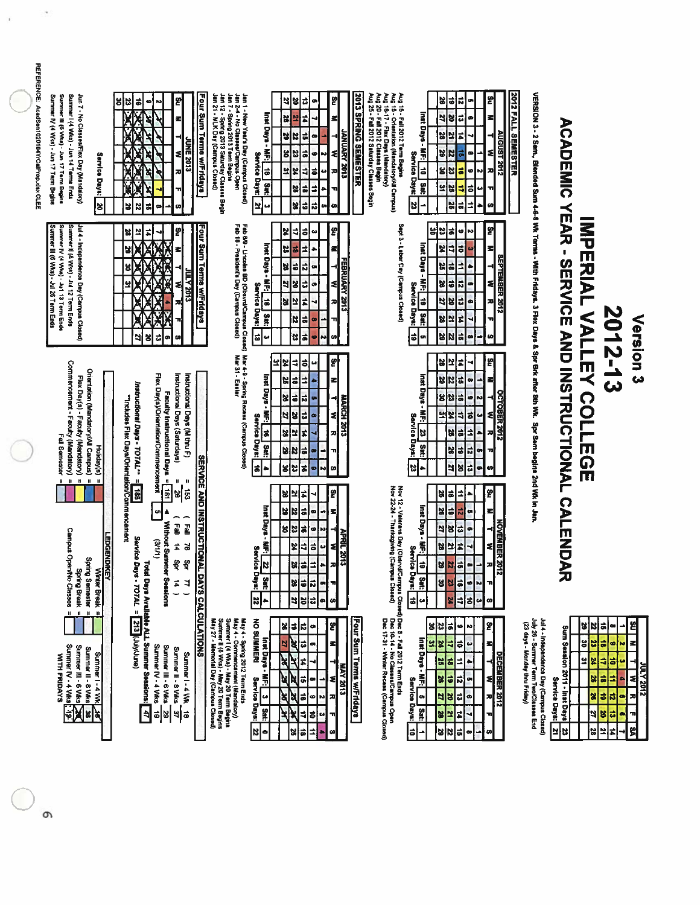# Version 3

# 2012-13

# IMPERIAL VALLEY COLLEGE

## ACADEMIC YEAR - SERVICE AND INSTRUCTIONAL CALENDAR

VERSION 3 - 2 Sem., Blended Sum 4-6-8 Wk Terms - With Fridays. 3 Flex Days & Spr Brk after 8th Wk. Spr Sem begins 2nd Wk in Jan.

### JULY 2012

| SU | M | T | W | R | F | SA |
|---|---|---|---|---|---|---|
| 1 | 2 | 3 | 4 | 5 | 6 | 7 |
| 8 | 9 | 10 | 11 | 12 | 13 | 14 |
| 15 | 16 | 17 | 18 | 19 | 20 | 21 |
| 22 | 23 | 24 | 25 | 26 | 27 | 28 |
| 29 | 30 | 31 | | | | |

Sum Session 2011 - Inst Days: 23 | Service Days: 21

Jul 4 - Independence Day (Campus Closed)
July 26 - Summer Term Two/Classes End
(23 days - Monday thru Friday)

## 2012 FALL SEMESTER

### AUGUST 2012

| Su | M | T | W | R | F | S |
|---|---|---|---|---|---|---|
| | | | 1 | 2 | 3 | 4 |
| 5 | 6 | 7 | 8 | 9 | 10 | 11 |
| 12 | 13 | 14 | 15 | 16 | 17 | 18 |
| 19 | 20 | 21 | 22 | 23 | 24 | 25 |
| 26 | 27 | 28 | 29 | 30 | 31 | |

Inst Days - MF: 10 | Sat: 1 | Service Days: 23

Aug 15 - Fall 2012 Term Begins
Aug 15 - Orientation (Mandatory/All Campus)
Aug 16-17 - Flex Days (Mandatory)
Aug 20 - Fall 2012 Classes Begin
Aug 25 - Fall 2012 Saturday Classes Begin

### SEPTEMBER 2012

| Su | M | T | W | R | F | S |
|---|---|---|---|---|---|---|
| | | | | | | 1 |
| 2 | 3 | 4 | 5 | 6 | 7 | 8 |
| 9 | 10 | 11 | 12 | 13 | 14 | 15 |
| 16 | 17 | 18 | 19 | 20 | 21 | 22 |
| 23 | 24 | 25 | 26 | 27 | 28 | 29 |
| 30 | | | | | | |

Inst Days - MF: 19 | Sat: 5 | Service Days: 19

Sept 3 - Labor Day (Campus Closed)

### OCTOBER 2012

| Su | M | T | W | R | F | S |
|---|---|---|---|---|---|---|
| | 1 | 2 | 3 | 4 | 5 | 6 |
| 7 | 8 | 9 | 10 | 11 | 12 | 13 |
| 14 | 15 | 16 | 17 | 18 | 19 | 20 |
| 21 | 22 | 23 | 24 | 25 | 26 | 27 |
| 28 | 29 | 30 | 31 | | | |

Inst Days - MF: 23 | Sat: 4 | Service Days: 23

### NOVEMBER 2012

| Su | M | T | W | R | F | S |
|---|---|---|---|---|---|---|
| | | | | 1 | 2 | 3 |
| 4 | 5 | 6 | 7 | 8 | 9 | 10 |
| 11 | 12 | 13 | 14 | 15 | 16 | 17 |
| 18 | 19 | 20 | 21 | 22 | 23 | 24 |
| 25 | 26 | 27 | 28 | 29 | 30 | |

Inst Days - MF: 19 | Sat: 3 | Service Days: 19

Nov 12 - Veterans Day (Observed/Campus Closed)
Nov 22-24 - Thanksgiving (Campus Closed)

### DECEMBER 2012

| Su | M | T | W | R | F | S |
|---|---|---|---|---|---|---|
| | | | | | | 1 |
| 2 | 3 | 4 | 5 | 6 | 7 | 8 |
| 9 | 10 | 11 | 12 | 13 | 14 | 15 |
| 16 | 17 | 18 | 19 | 20 | 21 | 22 |
| 23 | 24 | 25 | 26 | 27 | 28 | 29 |
| 30 | 31 | | | | | |

Inst Days - MF: 6 | Sat: 1 | Service Days: 10

Dec 8 - Fall 2012 Term Ends
Dec 10-14 - No Classes/Campus Open
Dec 17-31 - Winter Recess (Campus Closed)

## 2013 SPRING SEMESTER

### JANUARY 2013

| Su | M | T | W | R | F | S |
|---|---|---|---|---|---|---|
| | | 1 | 2 | 3 | 4 | 5 |
| 6 | 7 | 8 | 9 | 10 | 11 | 12 |
| 13 | 14 | 15 | 16 | 17 | 18 | 19 |
| 20 | 21 | 22 | 23 | 24 | 25 | 26 |
| 27 | 28 | 29 | 30 | 31 | | |

Inst Days - MF: 18 | Sat: 3 | Service Days: 21

Jan 1 - New Year's Day (Campus Closed)
Jan 2-4 - No Classes/Campus Open
Jan 7 - Spring 2013 Term Begins
Jan 12 - Spring 2013 Saturday Classes Begin
Jan 21 - MLK Day (Campus Closed)

### FEBRUARY 2013

| Su | M | T | W | R | F | S |
|---|---|---|---|---|---|---|
| | | | | | 1 | 2 |
| 3 | 4 | 5 | 6 | 7 | 8 | 9 |
| 10 | 11 | 12 | 13 | 14 | 15 | 16 |
| 17 | 18 | 19 | 20 | 21 | 22 | 23 |
| 24 | 25 | 26 | 27 | 28 | | |

Inst Days - MF: 18 | Sat: 3 | Service Days: 18

Feb 8/9 - Lincoln BD (Observed/Campus Closed)
Feb 18 - President's Day (Campus Closed)

### MARCH 2013

| Su | M | T | W | R | F | S |
|---|---|---|---|---|---|---|
| | | | | | 1 | 2 |
| 3 | 4 | 5 | 6 | 7 | 8 | 9 |
| 10 | 11 | 12 | 13 | 14 | 15 | 16 |
| 17 | 18 | 19 | 20 | 21 | 22 | 23 |
| 24 | 25 | 26 | 27 | 28 | 29 | 30 |
| 31 | | | | | | |

Inst Days - MF: 16 | Sat: 4 | Service Days: 16

Mar 4-9 - Spring Recess (Campus Closed)
Mar 31 - Easter

### APRIL 2013

| Su | M | T | W | R | F | S |
|---|---|---|---|---|---|---|
| | 1 | 2 | 3 | 4 | 5 | 6 |
| 7 | 8 | 9 | 10 | 11 | 12 | 13 |
| 14 | 15 | 16 | 17 | 18 | 19 | 20 |
| 21 | 22 | 23 | 24 | 25 | 26 | 27 |
| 28 | 29 | 30 | | | | |

Inst Days - MF: 22 | Sat: 4 | Service Days: 22

### Four Sum Terms w/Fridays — MAY 2013

| Su | M | T | W | R | F | S |
|---|---|---|---|---|---|---|
| | | | 1 | 2 | 3 | 4 |
| 5 | 6 | 7 | 8 | 9 | 10 | 11 |
| 12 | 13 | 14 | 15 | 16 | 17 | 18 |
| 19 | 20 | 21 | 22 | 23 | 24 | 25 |
| 26 | 27 | 28 | 29 | 30 | 31 | |

Inst Days - MF: 3 | Sat: 0 | NO SUMMER! | Service Days: 22

May 4 - Spring 2012 Term Ends
May 4 - Commencement (Mandatory)
Summer I (4 Wks) - May 20 Term Begins
Summer II (8 Wks) - May 20 Term Begins
May 27 - Memorial Day (Campus Closed)

### Four Sum Terms w/Fridays — JUNE 2013

| Su | M | T | W | R | F | S |
|---|---|---|---|---|---|---|
| | | | | | | 1 |
| 2 | 3 | 4 | 5 | 6 | 7 | 8 |
| 9 | 10 | 11 | 12 | 13 | 14 | 15 |
| 16 | 17 | 18 | 19 | 20 | 21 | 22 |
| 23 | 24 | 25 | 26 | 27 | 28 | 29 |
| 30 | | | | | | |

Service Days: 20

Jun 7 - No Classes/Flex Day (Mandatory)
Summer I (4 Wks) - Jun 14 Terms Ends
Summer III (6 Wks) - Jun 17 Term Begins
Summer IV (4 Wks) - Jun 17 Term Begins

### Four Sum Terms w/Fridays — JULY 2013

| Su | M | T | W | R | F | S |
|---|---|---|---|---|---|---|
| | 1 | 2 | 3 | 4 | 5 | 6 |
| 7 | 8 | 9 | 10 | 11 | 12 | 13 |
| 14 | 15 | 16 | 17 | 18 | 19 | 20 |
| 21 | 22 | 23 | 24 | 25 | 26 | 27 |
| 28 | 29 | 30 | 31 | | | |

Jul 4 - Independence Day (Campus Closed)
Summer II (8 Wks) - Jul 12 Term Ends
Summer IV (4 Wks) - Jul 13 Term Ends
Summer III (6 Wks) - Jul 26 Term Ends

## SERVICE AND INSTRUCTIONAL DAYS CALCULATIONS

Instructional Days (M thru F) = 153 ( Fall 76 Spr 77 )
Instructional Days (Saturdays) = 28 ( Fall 14 Spr 14 )
Faculty Instructional Days = 181 | 4 | Without Summer Sessions
Flex Day(s)/Orientation/Commencement = 5 (3/1/1)
Instructional Days - TOTAL** = 186
**Includes Flex Days/Orientation/Commencement

Summer I - 4 Wk 19
Summer II - 8 Wks 37
Summer III - 6 Wks 29
Summer IV - 4 Wks 19
Total Days Available ALL Summer Sessions: 47
Service Days - TOTAL = 213 (July/June)

## LEDGEND/KEY

Holiday(s) =
Orientation (Mandatory/All Campus) =
Flex Day(s) - Faculty (Mandatory) =
Commencement - Faculty (Mandatory) =
Fall Semester =
Winter Break =
Spring Semester =
Spring Break =
Campus Open/No Classes =
Summer I - 4 Wk 16*
Summer II - 8 Wks 38
Summer III - 6 Wks
Summer IV - 4 Wks 19*
WITH FRIDAYS

REFERENCE: AcadSem102010 4YrCalPrep.xlsx CLEE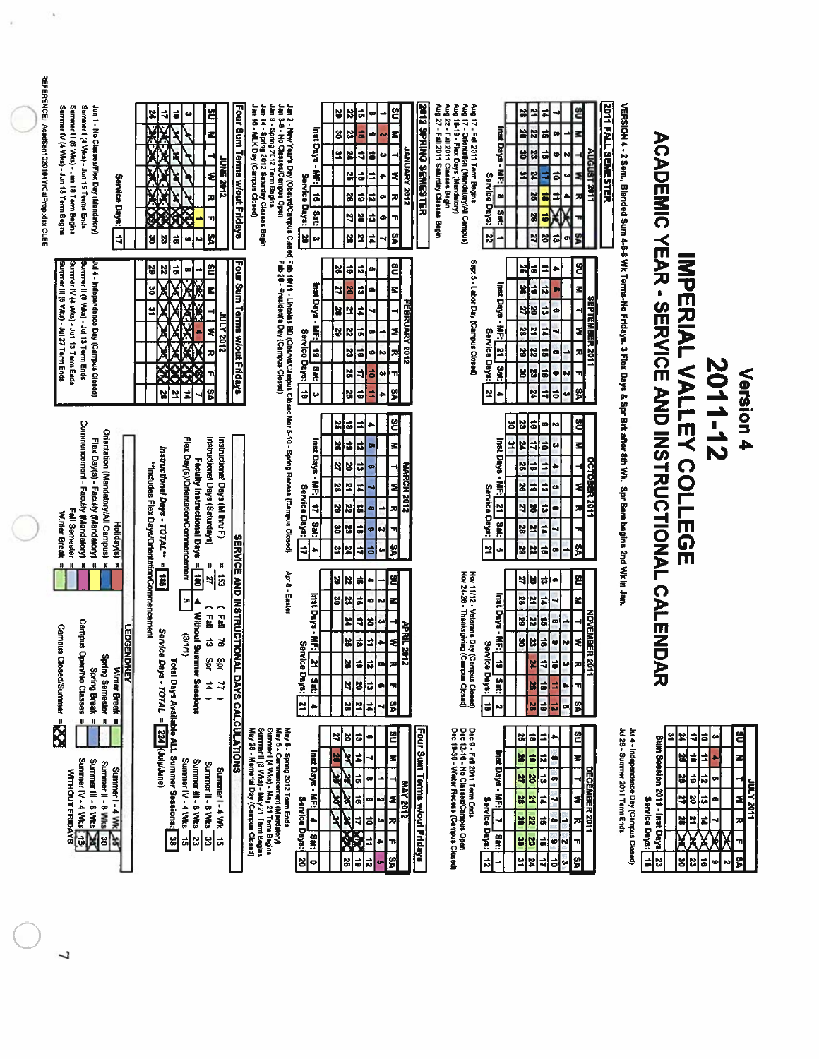# Version 4

# 2011-12

# IMPERIAL VALLEY COLLEGE

# ACADEMIC YEAR - SERVICE AND INSTRUCTIONAL CALENDAR

VERSION 4 - 2 Sem, Blended Sum 4-6-8 Wk Terms-No Fridays, 3 Flex Days & Spr Brk after 8th Wk. Spr Sem begins 2nd Wk in Jan.

## JULY 2011

| SU | M | T | W | R | F | SA |
|---|---|---|---|---|---|---|
| | | | | | 1 | 2 |
| 3 | 4 | 5 | 6 | 7 | 8 | 9 |
| 10 | 11 | 12 | 13 | 14 | 15 | 16 |
| 17 | 18 | 19 | 20 | 21 | 22 | 23 |
| 24 | 25 | 26 | 27 | 28 | 29 | 30 |
| 31 | | | | | | |

Sum Session 2011 - Inst Days: 23

Service Days: 16

Jul 4 - Independence Day (Campus Closed)

Jul 28 - Summer 2011 Term Ends

## 2011 FALL SEMESTER

### AUGUST 2011

| SU | M | T | W | R | F | SA |
|---|---|---|---|---|---|---|
| | 1 | 2 | 3 | 4 | 5 | 6 |
| 7 | 8 | 9 | 10 | 11 | 12 | 13 |
| 14 | 15 | 16 | 17 | 18 | 19 | 20 |
| 21 | 22 | 23 | 24 | 25 | 26 | 27 |
| 28 | 29 | 30 | 31 | | | |

Inst Days - M-F: 8 Sat: 1

Service Days: 22

Aug 17 - Fall 2011 Term Begins

Aug 17 - Orientation (Mandatory/All Campus)

Aug 18-19 - Flex Days (Mandatory)

Aug 22 - Fall 2011 Classes Begin

Aug 27 - Fall 2011 Saturday Classes Begin

### SEPTEMBER 2011

| SU | M | T | W | R | F | SA |
|---|---|---|---|---|---|---|
| | | | | 1 | 2 | 3 |
| 4 | 5 | 6 | 7 | 8 | 9 | 10 |
| 11 | 12 | 13 | 14 | 15 | 16 | 17 |
| 18 | 19 | 20 | 21 | 22 | 23 | 24 |
| 25 | 26 | 27 | 28 | 29 | 30 | |

Inst Days - M-F: 21 Sat: 4

Service Days: 21

Sept 5 - Labor Day (Campus Closed)

### OCTOBER 2011

| SU | M | T | W | R | F | SA |
|---|---|---|---|---|---|---|
| | | | | | | 1 |
| 2 | 3 | 4 | 5 | 6 | 7 | 8 |
| 9 | 10 | 11 | 12 | 13 | 14 | 15 |
| 16 | 17 | 18 | 19 | 20 | 21 | 22 |
| 23 | 24 | 25 | 26 | 27 | 28 | 29 |
| 30 | 31 | | | | | |

Inst Days - M-F: 21 Sat: 5

Service Days: 21

### NOVEMBER 2011

| SU | M | T | W | R | F | SA |
|---|---|---|---|---|---|---|
| | | 1 | 2 | 3 | 4 | 5 |
| 6 | 7 | 8 | 9 | 10 | 11 | 12 |
| 13 | 14 | 15 | 16 | 17 | 18 | 19 |
| 20 | 21 | 22 | 23 | 24 | 25 | 26 |
| 27 | 28 | 29 | 30 | | | |

Inst Days - M-F: 19 Sat: 2

Service Days: 19

Nov 11/12 - Veterans Day (Campus Closed)

Nov 24-26 - Thanksgiving (Campus Closed)

### DECEMBER 2011

| SU | M | T | W | R | F | SA |
|---|---|---|---|---|---|---|
| | | | | 1 | 2 | 3 |
| 4 | 5 | 6 | 7 | 8 | 9 | 10 |
| 11 | 12 | 13 | 14 | 15 | 16 | 17 |
| 18 | 19 | 20 | 21 | 22 | 23 | 24 |
| 25 | 26 | 27 | 28 | 29 | 30 | 31 |

Inst Days - M-F: 7 Sat: 1

Service Days: 12

Dec 9 - Fall 2011 Term Ends

Dec 12-16 - No Classes/Campus Open

Dec 19-30 - Winter Recess (Campus Closed)

## 2012 SPRING SEMESTER

### JANUARY 2012

| SU | M | T | W | R | F | SA |
|---|---|---|---|---|---|---|
| 1 | 2 | 3 | 4 | 5 | 6 | 7 |
| 8 | 9 | 10 | 11 | 12 | 13 | 14 |
| 15 | 16 | 17 | 18 | 19 | 20 | 21 |
| 22 | 23 | 24 | 25 | 26 | 27 | 28 |
| 29 | 30 | 31 | | | | |

Inst Days - M-F: 16 Sat: 3

Service Days: 20

Jan 2 - New Year's Day (Observd/Campus Closed)

Jan 3-6 - No Classes/Campus Open

Jan 9 - Spring 2012 Term Begins

Jan 14 - Spring 2012 Saturday Classes Begin

Jan 16 - MLK Day (Campus Closed)

### FEBRUARY 2012

| SU | M | T | W | R | F | SA |
|---|---|---|---|---|---|---|
| | | | 1 | 2 | 3 | 4 |
| 5 | 6 | 7 | 8 | 9 | 10 | 11 |
| 12 | 13 | 14 | 15 | 16 | 17 | 18 |
| 19 | 20 | 21 | 22 | 23 | 24 | 25 |
| 26 | 27 | 28 | 29 | | | |

Inst Days - M-F: 19 Sat: 3

Service Days: 19

Feb 10/11 - Lincolns BD (Observd/Campus Closed)

Feb 20 - Presidents Day (Campus Closed)

### MARCH 2012

| SU | M | T | W | R | F | SA |
|---|---|---|---|---|---|---|
| | | | | 1 | 2 | 3 |
| 4 | 5 | 6 | 7 | 8 | 9 | 10 |
| 11 | 12 | 13 | 14 | 15 | 16 | 17 |
| 18 | 19 | 20 | 21 | 22 | 23 | 24 |
| 25 | 26 | 27 | 28 | 29 | 30 | 31 |

Inst Days - M-F: 17 Sat: 4

Service Days: 17

Mar 5-10 - Spring Recess (Campus Closed)

### APRIL 2012

| SU | M | T | W | R | F | SA |
|---|---|---|---|---|---|---|
| 1 | 2 | 3 | 4 | 5 | 6 | 7 |
| 8 | 9 | 10 | 11 | 12 | 13 | 14 |
| 15 | 16 | 17 | 18 | 19 | 20 | 21 |
| 22 | 23 | 24 | 25 | 26 | 27 | 28 |
| 29 | 30 | | | | | |

Inst Days - M-F: 21 Sat: 4

Service Days: 21

Apr 8 - Easter

### MAY 2012 (Four Sum Terms w/out Fridays)

| SU | M | T | W | R | F | SA |
|---|---|---|---|---|---|---|
| | | 1 | 2 | 3 | 4 | 5 |
| 6 | 7 | 8 | 9 | 10 | 11 | 12 |
| 13 | 14 | 15 | 16 | 17 | 18 | 19 |
| 20 | 21 | 22 | 23 | 24 | 25 | 26 |
| 27 | 28 | 29 | 30 | 31 | | |

Inst Days - M-F: 4 Sat: 0

Service Days: 20

May 4 - Spring 2012 Term Ends

May 5 - Commencement (Mandatory)

Summer I (4 Wks) - May 21 Term Begins

Summer II (8 Wks) - May 21 Term Begins

May 28 - Memorial Day (Campus Closed)

### JUNE 2012 (Four Sum Terms w/out Fridays)

| SU | M | T | W | R | F | SA |
|---|---|---|---|---|---|---|
| | | | | | 1 | 2 |
| 3 | 4 | 5 | 6 | 7 | 8 | 9 |
| 10 | 11 | 12 | 13 | 14 | 15 | 16 |
| 17 | 18 | 19 | 20 | 21 | 22 | 23 |
| 24 | 25 | 26 | 27 | 28 | 29 | 30 |

Service Days: 17

Jun 1 - No Classes/Flex Day (Mandatory)

Summer I (4 Wks) - Jun 15 Term Ends

Summer III (6 Wks) - Jun 18 Term Begins

Summer IV (4 Wks) - Jun 18 Term Begins

### JULY 2012 (Four Sum Terms w/out Fridays)

| SU | M | T | W | R | F | SA |
|---|---|---|---|---|---|---|
| 1 | 2 | 3 | 4 | 5 | 6 | 7 |
| 8 | 9 | 10 | 11 | 12 | 13 | 14 |
| 15 | 16 | 17 | 18 | 19 | 20 | 21 |
| 22 | 23 | 24 | 25 | 26 | 27 | 28 |
| 29 | 30 | 31 | | | | |

Jul 4 - Independence Day (Campus Closed)

Summer II (8 Wks) - Jul 13 Term Ends

Summer IV (4 Wks) - Jul 13 Term Ends

Summer III (6 Wks) - Jul 27 Term Ends

## SERVICE AND INSTRUCTIONAL DAYS CALCULATIONS

Instructional Days (M thru F) = 153 ( Fall 76 Spr 77 )

Instructional Days (Saturdays) = 27 ( Fall 13 Spr 14 )

Faculty Instructional Days = 180 ◄ Without Summer Sessions

Flex Day(s)/Orientation/Commencement = 5 (3/1/1)

Instructional Days - TOTAL** = 185

**Includes Flex Days/Orientation/Commencement

Service Days - TOTAL = 224 (July/June)

| | |
|---|---|
| Summer I - 4 Wk | 15 |
| Summer II - 8 Wks | 30 |
| Summer III - 6 Wks | 23 |
| Summer IV - 4 Wks | 15 |

Total Days Available ALL Summer Sessions: 38

## LEDGEND/KEY

Holiday(s) =

Orientation (Mandatory/All Campus) =

Flex Day(s) - Faculty (Mandatory) =

Commencement - Faculty (Mandatory) =

Fall Semester =

Winter Break =

Winter Break =

Spring Semester =

Spring Break =

Campus Open/No Classes =

Campus Closed/Summer =

| | |
|---|---|
| Summer I - 4 Wk | 15 |
| Summer II - 8 Wks | 30 |
| Summer II - 6 Wks | 23 |
| Summer IV - 4 Wks | 15 |

WITHOUT FRIDAYS

REFERENCE: AcadSen102010 4YrCalProp.xlsx CLEE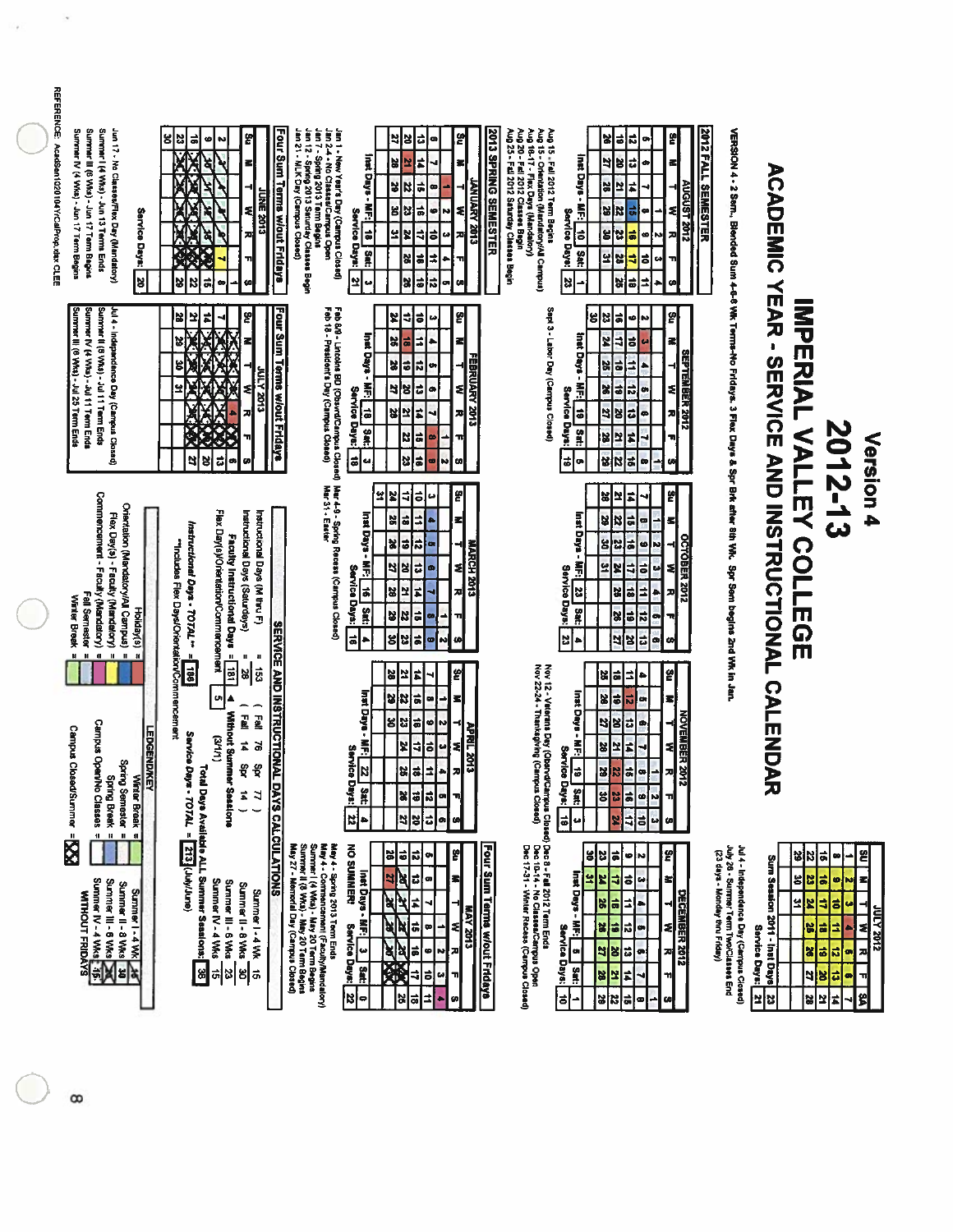# Version 4
# 2012-13
# IMPERIAL VALLEY COLLEGE
# ACADEMIC YEAR - SERVICE AND INSTRUCTIONAL CALENDAR

VERSION 4 - 2 Sem. Blended Sum 4-8-8 Wk Terms-No Fridays. 3 Flex Days & Spr Brk after 8th Wk. Spr Sem begins 2nd Wk in Jan.

## JULY 2012

| SU | M | T | W | R | F | SA |
|---|---|---|---|---|---|---|
| 1 | 2 | 3 | 4 | 5 | 6 | 7 |
| 8 | 9 | 10 | 11 | 12 | 13 | 14 |
| 15 | 16 | 17 | 18 | 19 | 20 | 21 |
| 22 | 23 | 24 | 25 | 26 | 27 | 28 |
| 29 | 30 | 31 | | | | |

Sum Session 2011 - Inst Days: 23
Service Days: 21

Jul 4 - Independence Day (Campus Closed)
Jul 26 - Summer Term Two/Classes End
(23 days - Monday thru Friday)

## 2012 FALL SEMESTER

### AUGUST 2012

| Su | M | T | W | R | F | S |
|---|---|---|---|---|---|---|
| | | | 1 | 2 | 3 | 4 |
| 5 | 6 | 7 | 8 | 9 | 10 | 11 |
| 12 | 13 | 14 | 15 | 16 | 17 | 18 |
| 19 | 20 | 21 | 22 | 23 | 24 | 25 |
| 26 | 27 | 28 | 29 | 30 | 31 | |

Inst Days - MF: 10 Sat: 1
Service Days: 23

Aug 15 - Fall 2012 Term Begins
Aug 15 - Orientation (Mandatory/All Campus)
Aug 16-17 - Flex Days (Mandatory)
Aug 20 - Fall 2012 Classes Begin
Aug 25 - Fall 2012 Saturday Classes Begin

### SEPTEMBER 2012

| Su | M | T | W | R | F | S |
|---|---|---|---|---|---|---|
| | | | | | | 1 |
| 2 | 3 | 4 | 5 | 6 | 7 | 8 |
| 9 | 10 | 11 | 12 | 13 | 14 | 15 |
| 16 | 17 | 18 | 19 | 20 | 21 | 22 |
| 23 | 24 | 25 | 26 | 27 | 28 | 29 |
| 30 | | | | | | |

Inst Days - MF: 19 Sat: 5
Service Days: 19

Sept 3 - Labor Day (Campus Closed)

### OCTOBER 2012

| Su | M | T | W | R | F | S |
|---|---|---|---|---|---|---|
| | 1 | 2 | 3 | 4 | 5 | 6 |
| 7 | 8 | 9 | 10 | 11 | 12 | 13 |
| 14 | 15 | 16 | 17 | 18 | 19 | 20 |
| 21 | 22 | 23 | 24 | 25 | 26 | 27 |
| 28 | 29 | 30 | 31 | | | |

Inst Days - MF: 23 Sat: 4
Service Days: 23

### NOVEMBER 2012

| Su | M | T | W | R | F | S |
|---|---|---|---|---|---|---|
| | | | | 1 | 2 | 3 |
| 4 | 5 | 6 | 7 | 8 | 9 | 10 |
| 11 | 12 | 13 | 14 | 15 | 16 | 17 |
| 18 | 19 | 20 | 21 | 22 | 23 | 24 |
| 25 | 26 | 27 | 28 | 29 | 30 | |

Inst Days - MF: 19 Sat: 3
Service Days: 19

Nov 12 - Veterans Day (Observd/Campus Closed)
Nov 22-24 - Thanksgiving (Campus Closed)

### DECEMBER 2012

| Su | M | T | W | R | F | S |
|---|---|---|---|---|---|---|
| | | | | | | 1 |
| 2 | 3 | 4 | 5 | 6 | 7 | 8 |
| 9 | 10 | 11 | 12 | 13 | 14 | 15 |
| 16 | 17 | 18 | 19 | 20 | 21 | 22 |
| 23 | 24 | 25 | 26 | 27 | 28 | 29 |
| 30 | 31 | | | | | |

Inst Days - MF: 5 Sat: 1
Service Days: 10

Dec 8 - Fall 2012 Term Ends
Dec 10-14 - No Classes/Campus Open
Dec 17-31 - Winter Recess (Campus Closed)

## 2013 SPRING SEMESTER

### JANUARY 2013

| Su | M | T | W | R | F | S |
|---|---|---|---|---|---|---|
| | | 1 | 2 | 3 | 4 | 5 |
| 6 | 7 | 8 | 9 | 10 | 11 | 12 |
| 13 | 14 | 15 | 16 | 17 | 18 | 19 |
| 20 | 21 | 22 | 23 | 24 | 25 | 26 |
| 27 | 28 | 29 | 30 | 31 | | |

Inst Days - MF: 18 Sat: 3
Service Days: 21

Jan 1 - New Year's Day (Campus Closed)
Jan 2-4 - No Classes/Campus Open
Jan 7 - Spring 2013 Term Begins
Jan 12 - Spring 2013 Saturday Classes Begin
Jan 21 - MLK Day (Campus Closed)

### FEBRUARY 2013

| Su | M | T | W | R | F | S |
|---|---|---|---|---|---|---|
| | | | | | 1 | 2 |
| 3 | 4 | 5 | 6 | 7 | 8 | 9 |
| 10 | 11 | 12 | 13 | 14 | 15 | 16 |
| 17 | 18 | 19 | 20 | 21 | 22 | 23 |
| 24 | 25 | 26 | 27 | 28 | | |

Inst Days - MF: 18 Sat: 3
Service Days: 18

Feb 8/9 - Lincolns BD (Obsvd/Campus Closed)
Feb 18 - Presidents Day (Campus Closed)

### MARCH 2013

| Su | M | T | W | R | F | S |
|---|---|---|---|---|---|---|
| | | | | | 1 | 2 |
| 3 | 4 | 5 | 6 | 7 | 8 | 9 |
| 10 | 11 | 12 | 13 | 14 | 15 | 16 |
| 17 | 18 | 19 | 20 | 21 | 22 | 23 |
| 24 | 25 | 26 | 27 | 28 | 29 | 30 |
| 31 | | | | | | |

Inst Days - MF: 16 Sat: 4
Service Days: 16

Mar 4-9 - Spring Recess (Campus Closed)
Mar 31 - Easter

### APRIL 2013

| Su | M | T | W | R | F | S |
|---|---|---|---|---|---|---|
| | 1 | 2 | 3 | 4 | 5 | 6 |
| 7 | 8 | 9 | 10 | 11 | 12 | 13 |
| 14 | 15 | 16 | 17 | 18 | 19 | 20 |
| 21 | 22 | 23 | 24 | 25 | 26 | 27 |
| 28 | 29 | 30 | | | | |

Inst Days - MF: 22 Sat: 4
Service Days: 22

### MAY 2013 — Four Sum Terms w/out Fridays

| Su | M | T | W | R | F | S |
|---|---|---|---|---|---|---|
| | | | 1 | 2 | 3 | 4 |
| 5 | 6 | 7 | 8 | 9 | 10 | 11 |
| 12 | 13 | 14 | 15 | 16 | 17 | 18 |
| 19 | 20 | 21 | 22 | 23 | 24 | 25 |
| 26 | 27 | 28 | 29 | 30 | 31 | |

Inst Days - MF: 3 Sat: 0
NO SUMMER! Service Days: 22

May 4 - Spring 2013 Term Ends
May 4 - Commencement (Faculty/Mandatory)
Summer I (4 Wks) - May 20 Term Begins
Summer II (8 Wks) - May 20 Term Begins
May 27 - Memorial Day (Campus Closed)

### JUNE 2013 — Four Sum Terms w/out Fridays

| Su | M | T | W | R | F | S |
|---|---|---|---|---|---|---|
| | | | | | | 1 |
| 2 | 3 | 4 | 5 | 6 | 7 | 8 |
| 9 | 10 | 11 | 12 | 13 | 14 | 15 |
| 16 | 17 | 18 | 19 | 20 | 21 | 22 |
| 23 | 24 | 25 | 26 | 27 | 28 | 29 |
| 30 | | | | | | |

Service Days: 20

Jun 17 - No Classes/Flex Day (Mandatory)
Summer I (4 Wks) - Jun 13 Terms Ends
Summer III (8 Wks) - Jun 17 Term Begins
Summer IV (4 Wks) - Jun 17 Term Begins

### JULY 2013 — Four Sum Terms w/out Fridays

| Su | M | T | W | R | F | S |
|---|---|---|---|---|---|---|
| | 1 | 2 | 3 | 4 | 5 | 6 |
| 7 | 8 | 9 | 10 | 11 | 12 | 13 |
| 14 | 15 | 16 | 17 | 18 | 19 | 20 |
| 21 | 22 | 23 | 24 | 25 | 26 | 27 |
| 28 | 29 | 30 | 31 | | | |

Jul 4 - Independence Day (Campus Closed)
Summer II (8 Wks) - Jul 11 Term Ends
Summer IV (4 Wks) - Jul 11 Term Ends
Summer III (8 Wks) - Jul 25 Term Ends

## SERVICE AND INSTRUCTIONAL DAYS CALCULATIONS

Instructional Days (M thru F) = 153 ( Fall 76 Spr 77 )
Instructional Days (Saturdays) = 28 ( Fall 14 Spr 14 )
Faculty Instructional Days = 181 ◄ Without Summer Sessions
Flex Day(s)/Orientation/Commencement = 5 (3/1/1)

Instructional Days - TOTAL ** = 186
**Includes Flex Days/Orientation/Commencement

Service Days - TOTAL = 213 (July/June)

Total Days Available ALL Summer Sessions: 38

Summer I - 4 Wk 16
Summer II - 8 Wks 30
Summer III - 8 Wks 23
Summer IV - 4 Wks 15

## LEDGEND/KEY

Holiday(s) =
Orientation (Mandatory/All Campus) =
Flex Day(s) - Faculty (Mandatory) =
Commencement - Faculty (Mandatory) =
Fall Semester =
Winter Break =
Winter Break =
Spring Semester =
Spring Break =
Campus Open/No Classes =
Campus Closed/Summer =

Summer I - 4 Wk 16
Summer II - 8 Wks 30
Summer III - 8 Wks
Summer IV - 4 Wks 15
WITHOUT FRIDAYS

REFERENCE: AcadSem1201104YrCalProp.xlsx CLEE